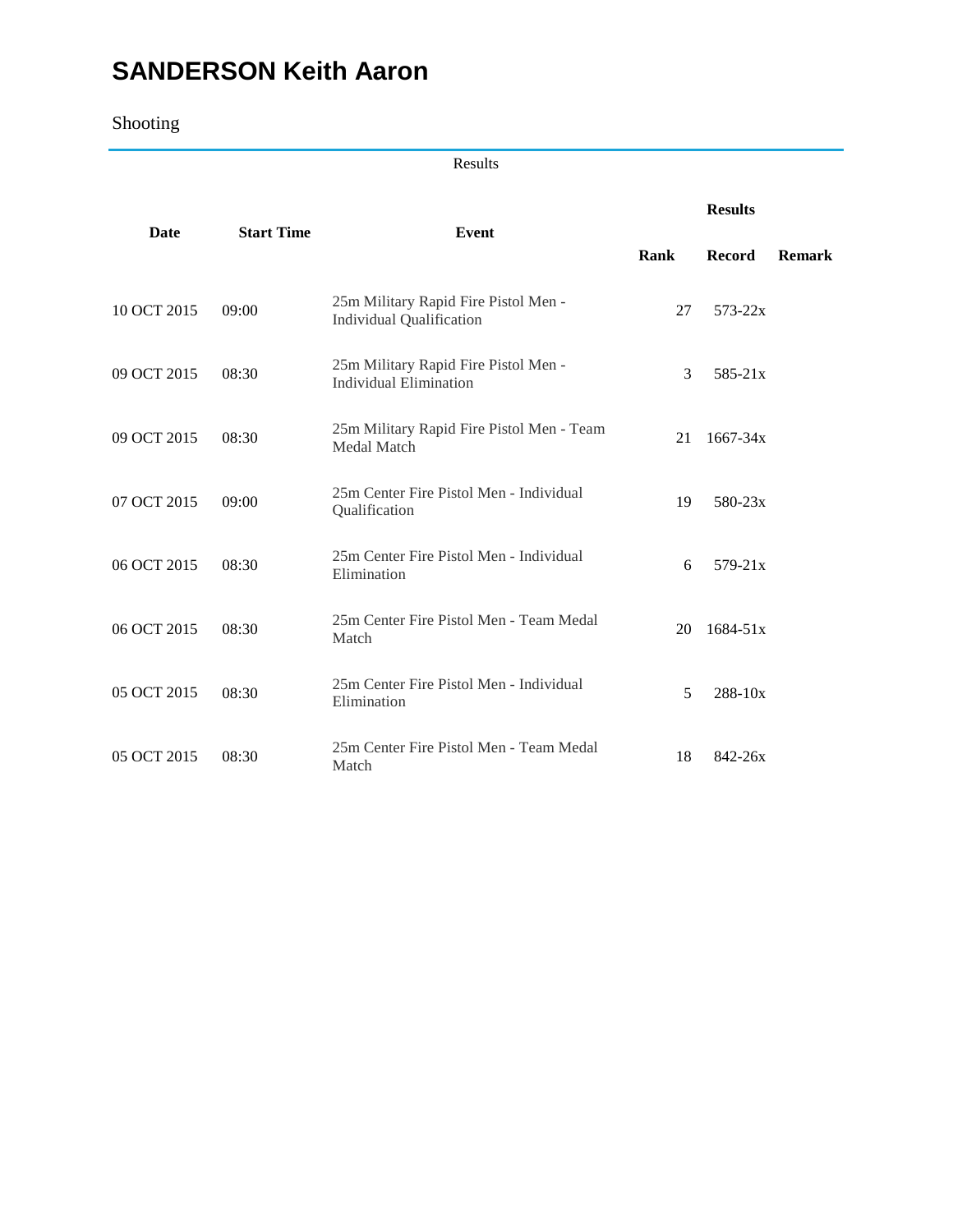# SANDERSON Keith Aaron

Shooting

Results

| Date | Start Time | Event | Results | | |
|---|---|---|---|---|---|
| | | | Rank | Record | Remark |
| 10 OCT 2015 | 09:00 | 25m Military Rapid Fire Pistol Men - Individual Qualification | 27 | 573-22x | |
| 09 OCT 2015 | 08:30 | 25m Military Rapid Fire Pistol Men - Individual Elimination | 3 | 585-21x | |
| 09 OCT 2015 | 08:30 | 25m Military Rapid Fire Pistol Men - Team Medal Match | 21 | 1667-34x | |
| 07 OCT 2015 | 09:00 | 25m Center Fire Pistol Men - Individual Qualification | 19 | 580-23x | |
| 06 OCT 2015 | 08:30 | 25m Center Fire Pistol Men - Individual Elimination | 6 | 579-21x | |
| 06 OCT 2015 | 08:30 | 25m Center Fire Pistol Men - Team Medal Match | 20 | 1684-51x | |
| 05 OCT 2015 | 08:30 | 25m Center Fire Pistol Men - Individual Elimination | 5 | 288-10x | |
| 05 OCT 2015 | 08:30 | 25m Center Fire Pistol Men - Team Medal Match | 18 | 842-26x | |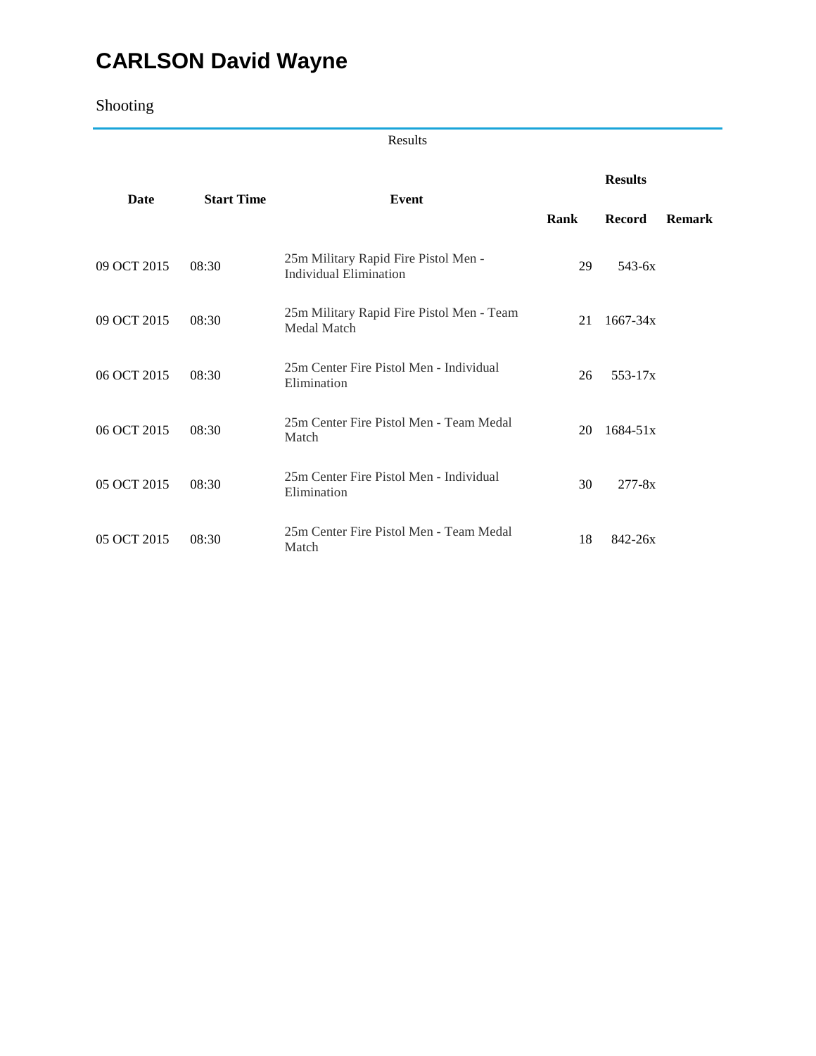# CARLSON David Wayne

Shooting

Results

| Date | Start Time | Event | Results | | |
|---|---|---|---|---|---|
| | | | Rank | Record | Remark |
| 09 OCT 2015 | 08:30 | 25m Military Rapid Fire Pistol Men - Individual Elimination | 29 | 543-6x | |
| 09 OCT 2015 | 08:30 | 25m Military Rapid Fire Pistol Men - Team Medal Match | 21 | 1667-34x | |
| 06 OCT 2015 | 08:30 | 25m Center Fire Pistol Men - Individual Elimination | 26 | 553-17x | |
| 06 OCT 2015 | 08:30 | 25m Center Fire Pistol Men - Team Medal Match | 20 | 1684-51x | |
| 05 OCT 2015 | 08:30 | 25m Center Fire Pistol Men - Individual Elimination | 30 | 277-8x | |
| 05 OCT 2015 | 08:30 | 25m Center Fire Pistol Men - Team Medal Match | 18 | 842-26x | |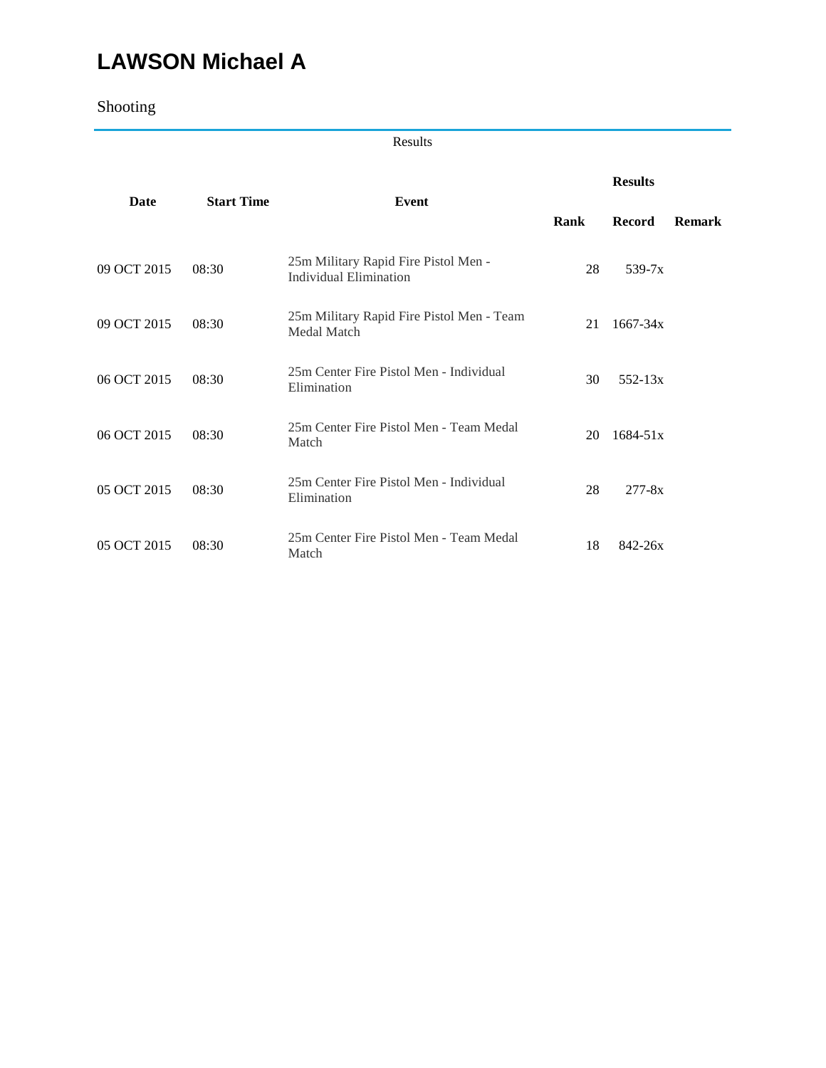# LAWSON Michael A

Shooting

Results

| Date | Start Time | Event | Results | | |
|---|---|---|---|---|---|
| | | | Rank | Record | Remark |
| 09 OCT 2015 | 08:30 | 25m Military Rapid Fire Pistol Men - Individual Elimination | 28 | 539-7x | |
| 09 OCT 2015 | 08:30 | 25m Military Rapid Fire Pistol Men - Team Medal Match | 21 | 1667-34x | |
| 06 OCT 2015 | 08:30 | 25m Center Fire Pistol Men - Individual Elimination | 30 | 552-13x | |
| 06 OCT 2015 | 08:30 | 25m Center Fire Pistol Men - Team Medal Match | 20 | 1684-51x | |
| 05 OCT 2015 | 08:30 | 25m Center Fire Pistol Men - Individual Elimination | 28 | 277-8x | |
| 05 OCT 2015 | 08:30 | 25m Center Fire Pistol Men - Team Medal Match | 18 | 842-26x | |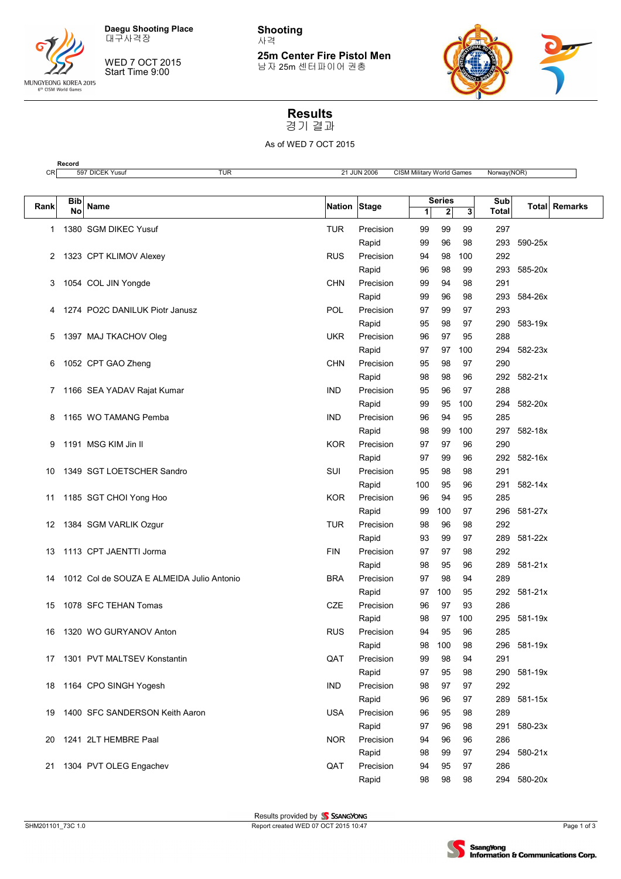Daegu Shooting Place
대구사격장

WED 7 OCT 2015
Start Time 9:00

**Shooting**
사격

**25m Center Fire Pistol Men**
남자 25m 센터파이어 권총

# Results
경기 결과

As of WED 7 OCT 2015

| | Record | | | | |
|---|---|---|---|---|---|
| CR | 597 DICEK Yusuf | TUR | 21 JUN 2006 | CISM Military World Games | Norway(NOR) |

| Rank | Bib No | Name | Nation | Stage | Series 1 | Series 2 | Series 3 | Sub Total | Total | Remarks |
|---|---|---|---|---|---|---|---|---|---|---|
| 1 | 1380 | SGM DIKEC Yusuf | TUR | Precision | 99 | 99 | 99 | 297 | | |
| | | | | Rapid | 99 | 96 | 98 | 293 | 590-25x | |
| 2 | 1323 | CPT KLIMOV Alexey | RUS | Precision | 94 | 98 | 100 | 292 | | |
| | | | | Rapid | 96 | 98 | 99 | 293 | 585-20x | |
| 3 | 1054 | COL JIN Yongde | CHN | Precision | 99 | 94 | 98 | 291 | | |
| | | | | Rapid | 99 | 96 | 98 | 293 | 584-26x | |
| 4 | 1274 | PO2C DANILUK Piotr Janusz | POL | Precision | 97 | 99 | 97 | 293 | | |
| | | | | Rapid | 95 | 98 | 97 | 290 | 583-19x | |
| 5 | 1397 | MAJ TKACHOV Oleg | UKR | Precision | 96 | 97 | 95 | 288 | | |
| | | | | Rapid | 97 | 97 | 100 | 294 | 582-23x | |
| 6 | 1052 | CPT GAO Zheng | CHN | Precision | 95 | 98 | 97 | 290 | | |
| | | | | Rapid | 98 | 98 | 96 | 292 | 582-21x | |
| 7 | 1166 | SEA YADAV Rajat Kumar | IND | Precision | 95 | 96 | 97 | 288 | | |
| | | | | Rapid | 99 | 95 | 100 | 294 | 582-20x | |
| 8 | 1165 | WO TAMANG Pemba | IND | Precision | 96 | 94 | 95 | 285 | | |
| | | | | Rapid | 98 | 99 | 100 | 297 | 582-18x | |
| 9 | 1191 | MSG KIM Jin Il | KOR | Precision | 97 | 97 | 96 | 290 | | |
| | | | | Rapid | 97 | 99 | 96 | 292 | 582-16x | |
| 10 | 1349 | SGT LOETSCHER Sandro | SUI | Precision | 95 | 98 | 98 | 291 | | |
| | | | | Rapid | 100 | 95 | 96 | 291 | 582-14x | |
| 11 | 1185 | SGT CHOI Yong Hoo | KOR | Precision | 96 | 94 | 95 | 285 | | |
| | | | | Rapid | 99 | 100 | 97 | 296 | 581-27x | |
| 12 | 1384 | SGM VARLIK Ozgur | TUR | Precision | 98 | 96 | 98 | 292 | | |
| | | | | Rapid | 93 | 99 | 97 | 289 | 581-22x | |
| 13 | 1113 | CPT JAENTTI Jorma | FIN | Precision | 97 | 97 | 98 | 292 | | |
| | | | | Rapid | 98 | 95 | 96 | 289 | 581-21x | |
| 14 | 1012 | Col de SOUZA E ALMEIDA Julio Antonio | BRA | Precision | 97 | 98 | 94 | 289 | | |
| | | | | Rapid | 97 | 100 | 95 | 292 | 581-21x | |
| 15 | 1078 | SFC TEHAN Tomas | CZE | Precision | 96 | 97 | 93 | 286 | | |
| | | | | Rapid | 98 | 97 | 100 | 295 | 581-19x | |
| 16 | 1320 | WO GURYANOV Anton | RUS | Precision | 94 | 95 | 96 | 285 | | |
| | | | | Rapid | 98 | 100 | 98 | 296 | 581-19x | |
| 17 | 1301 | PVT MALTSEV Konstantin | QAT | Precision | 99 | 98 | 94 | 291 | | |
| | | | | Rapid | 97 | 95 | 98 | 290 | 581-19x | |
| 18 | 1164 | CPO SINGH Yogesh | IND | Precision | 98 | 97 | 97 | 292 | | |
| | | | | Rapid | 96 | 96 | 97 | 289 | 581-15x | |
| 19 | 1400 | SFC SANDERSON Keith Aaron | USA | Precision | 96 | 95 | 98 | 289 | | |
| | | | | Rapid | 97 | 96 | 98 | 291 | 580-23x | |
| 20 | 1241 | 2LT HEMBRE Paal | NOR | Precision | 94 | 96 | 96 | 286 | | |
| | | | | Rapid | 98 | 99 | 97 | 294 | 580-21x | |
| 21 | 1304 | PVT OLEG Engachev | QAT | Precision | 94 | 95 | 97 | 286 | | |
| | | | | Rapid | 98 | 98 | 98 | 294 | 580-20x | |

Results provided by SSANGYONG

SHM201101_73C 1.0 — Report created WED 07 OCT 2015 10:47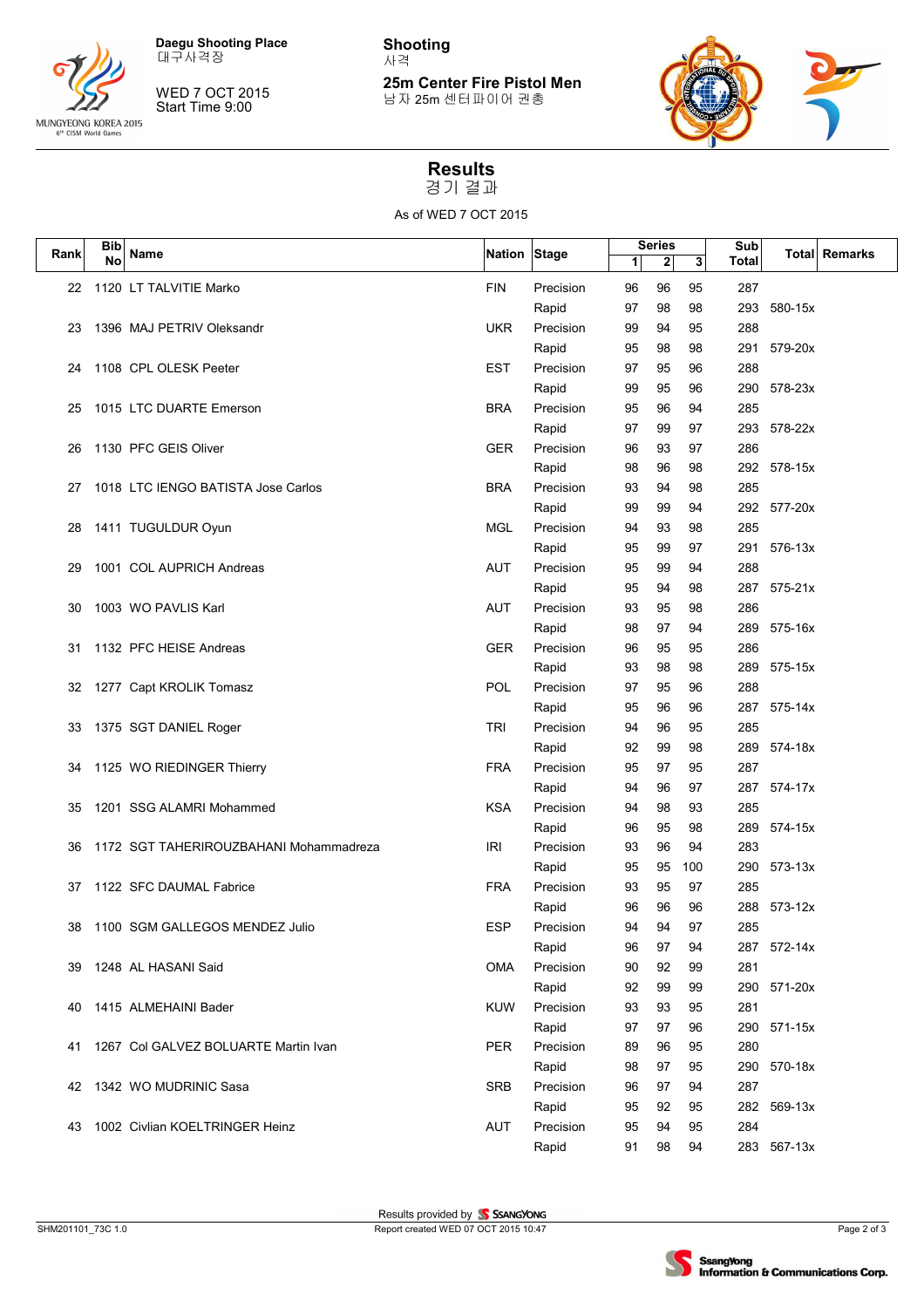Daegu Shooting Place
대구사격장

WED 7 OCT 2015
Start Time 9:00

**Shooting**
사격

**25m Center Fire Pistol Men**
남자 25m 센터파이어 권총

# Results
경기 결과

As of WED 7 OCT 2015

| Rank | Bib No | Name | Nation | Stage | Series 1 | Series 2 | Series 3 | Sub Total | Total | Remarks |
|---|---|---|---|---|---|---|---|---|---|---|
| 22 | 1120 | LT TALVITIE Marko | FIN | Precision | 96 | 96 | 95 | 287 | | |
| | | | | Rapid | 97 | 98 | 98 | 293 | 580-15x | |
| 23 | 1396 | MAJ PETRIV Oleksandr | UKR | Precision | 99 | 94 | 95 | 288 | | |
| | | | | Rapid | 95 | 98 | 98 | 291 | 579-20x | |
| 24 | 1108 | CPL OLESK Peeter | EST | Precision | 97 | 95 | 96 | 288 | | |
| | | | | Rapid | 99 | 95 | 96 | 290 | 578-23x | |
| 25 | 1015 | LTC DUARTE Emerson | BRA | Precision | 95 | 96 | 94 | 285 | | |
| | | | | Rapid | 97 | 99 | 97 | 293 | 578-22x | |
| 26 | 1130 | PFC GEIS Oliver | GER | Precision | 96 | 93 | 97 | 286 | | |
| | | | | Rapid | 98 | 96 | 98 | 292 | 578-15x | |
| 27 | 1018 | LTC IENGO BATISTA Jose Carlos | BRA | Precision | 93 | 94 | 98 | 285 | | |
| | | | | Rapid | 99 | 99 | 94 | 292 | 577-20x | |
| 28 | 1411 | TUGULDUR Oyun | MGL | Precision | 94 | 93 | 98 | 285 | | |
| | | | | Rapid | 95 | 99 | 97 | 291 | 576-13x | |
| 29 | 1001 | COL AUPRICH Andreas | AUT | Precision | 95 | 99 | 94 | 288 | | |
| | | | | Rapid | 95 | 94 | 98 | 287 | 575-21x | |
| 30 | 1003 | WO PAVLIS Karl | AUT | Precision | 93 | 95 | 98 | 286 | | |
| | | | | Rapid | 98 | 97 | 94 | 289 | 575-16x | |
| 31 | 1132 | PFC HEISE Andreas | GER | Precision | 96 | 95 | 95 | 286 | | |
| | | | | Rapid | 93 | 98 | 98 | 289 | 575-15x | |
| 32 | 1277 | Capt KROLIK Tomasz | POL | Precision | 97 | 95 | 96 | 288 | | |
| | | | | Rapid | 95 | 96 | 96 | 287 | 575-14x | |
| 33 | 1375 | SGT DANIEL Roger | TRI | Precision | 94 | 96 | 95 | 285 | | |
| | | | | Rapid | 92 | 99 | 98 | 289 | 574-18x | |
| 34 | 1125 | WO RIEDINGER Thierry | FRA | Precision | 95 | 97 | 95 | 287 | | |
| | | | | Rapid | 94 | 96 | 97 | 287 | 574-17x | |
| 35 | 1201 | SSG ALAMRI Mohammed | KSA | Precision | 94 | 98 | 93 | 285 | | |
| | | | | Rapid | 96 | 95 | 98 | 289 | 574-15x | |
| 36 | 1172 | SGT TAHERIROUZBAHANI Mohammadreza | IRI | Precision | 93 | 96 | 94 | 283 | | |
| | | | | Rapid | 95 | 95 | 100 | 290 | 573-13x | |
| 37 | 1122 | SFC DAUMAL Fabrice | FRA | Precision | 93 | 95 | 97 | 285 | | |
| | | | | Rapid | 96 | 96 | 96 | 288 | 573-12x | |
| 38 | 1100 | SGM GALLEGOS MENDEZ Julio | ESP | Precision | 94 | 94 | 97 | 285 | | |
| | | | | Rapid | 96 | 97 | 94 | 287 | 572-14x | |
| 39 | 1248 | AL HASANI Said | OMA | Precision | 90 | 92 | 99 | 281 | | |
| | | | | Rapid | 92 | 99 | 99 | 290 | 571-20x | |
| 40 | 1415 | ALMEHAINI Bader | KUW | Precision | 93 | 93 | 95 | 281 | | |
| | | | | Rapid | 97 | 97 | 96 | 290 | 571-15x | |
| 41 | 1267 | Col GALVEZ BOLUARTE Martin Ivan | PER | Precision | 89 | 96 | 95 | 280 | | |
| | | | | Rapid | 98 | 97 | 95 | 290 | 570-18x | |
| 42 | 1342 | WO MUDRINIC Sasa | SRB | Precision | 96 | 97 | 94 | 287 | | |
| | | | | Rapid | 95 | 92 | 95 | 282 | 569-13x | |
| 43 | 1002 | Civlian KOELTRINGER Heinz | AUT | Precision | 95 | 94 | 95 | 284 | | |
| | | | | Rapid | 91 | 98 | 94 | 283 | 567-13x | |

Results provided by SSANGYONG

SHM201101_73C 1.0 — Report created WED 07 OCT 2015 10:47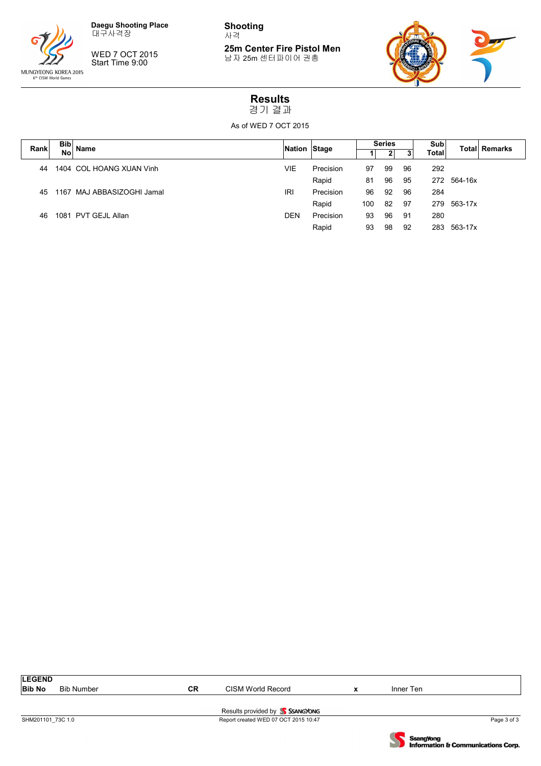Daegu Shooting Place
대구사격장

WED 7 OCT 2015
Start Time 9:00

**Shooting**
사격

**25m Center Fire Pistol Men**
남자 25m 센터파이어 권총

# Results
경기 결과

As of WED 7 OCT 2015

| Rank | Bib No | Name | Nation | Stage | Series 1 | Series 2 | Series 3 | Sub Total | Total | Remarks |
|---|---|---|---|---|---|---|---|---|---|---|
| 44 | 1404 | COL HOANG XUAN Vinh | VIE | Precision | 97 | 99 | 96 | 292 | | |
| | | | | Rapid | 81 | 96 | 95 | 272 | 564-16x | |
| 45 | 1167 | MAJ ABBASIZOGHI Jamal | IRI | Precision | 96 | 92 | 96 | 284 | | |
| | | | | Rapid | 100 | 82 | 97 | 279 | 563-17x | |
| 46 | 1081 | PVT GEJL Allan | DEN | Precision | 93 | 96 | 91 | 280 | | |
| | | | | Rapid | 93 | 98 | 92 | 283 | 563-17x | |

**LEGEND**

| | | | | | |
|---|---|---|---|---|---|
| **Bib No** | Bib Number | **CR** | CISM World Record | **x** | Inner Ten |

Results provided by SSANGYONG

SHM201101_73C 1.0

Report created WED 07 OCT 2015 10:47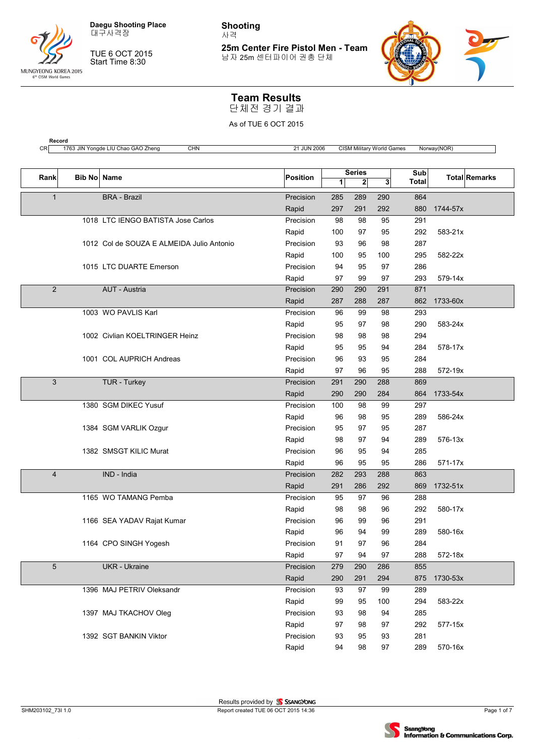Daegu Shooting Place
대구사격장

TUE 6 OCT 2015
Start Time 8:30

# Shooting
사격

## 25m Center Fire Pistol Men - Team
남자 25m 센터파이어 권총 단체

# Team Results
단체전 경기 결과

As of TUE 6 OCT 2015

**Record**

| | | | | | |
|---|---|---|---|---|---|
| CR | 1763 JIN Yongde LIU Chao GAO Zheng | CHN | 21 JUN 2006 | CISM Military World Games | Norway(NOR) |

| Rank | Bib No | Name | Position | Series 1 | 2 | 3 | Sub Total | Total | Remarks |
|---|---|---|---|---|---|---|---|---|---|
| 1 | | BRA - Brazil | Precision | 285 | 289 | 290 | 864 | | |
| | | | Rapid | 297 | 291 | 292 | 880 | 1744-57x | |
| | 1018 | LTC IENGO BATISTA Jose Carlos | Precision | 98 | 98 | 95 | 291 | | |
| | | | Rapid | 100 | 97 | 95 | 292 | 583-21x | |
| | 1012 | Col de SOUZA E ALMEIDA Julio Antonio | Precision | 93 | 96 | 98 | 287 | | |
| | | | Rapid | 100 | 95 | 100 | 295 | 582-22x | |
| | 1015 | LTC DUARTE Emerson | Precision | 94 | 95 | 97 | 286 | | |
| | | | Rapid | 97 | 99 | 97 | 293 | 579-14x | |
| 2 | | AUT - Austria | Precision | 290 | 290 | 291 | 871 | | |
| | | | Rapid | 287 | 288 | 287 | 862 | 1733-60x | |
| | 1003 | WO PAVLIS Karl | Precision | 96 | 99 | 98 | 293 | | |
| | | | Rapid | 95 | 97 | 98 | 290 | 583-24x | |
| | 1002 | Civlian KOELTRINGER Heinz | Precision | 98 | 98 | 98 | 294 | | |
| | | | Rapid | 95 | 95 | 94 | 284 | 578-17x | |
| | 1001 | COL AUPRICH Andreas | Precision | 96 | 93 | 95 | 284 | | |
| | | | Rapid | 97 | 96 | 95 | 288 | 572-19x | |
| 3 | | TUR - Turkey | Precision | 291 | 290 | 288 | 869 | | |
| | | | Rapid | 290 | 290 | 284 | 864 | 1733-54x | |
| | 1380 | SGM DIKEC Yusuf | Precision | 100 | 98 | 99 | 297 | | |
| | | | Rapid | 96 | 98 | 95 | 289 | 586-24x | |
| | 1384 | SGM VARLIK Ozgur | Precision | 95 | 97 | 95 | 287 | | |
| | | | Rapid | 98 | 97 | 94 | 289 | 576-13x | |
| | 1382 | SMSGT KILIC Murat | Precision | 96 | 95 | 94 | 285 | | |
| | | | Rapid | 96 | 95 | 95 | 286 | 571-17x | |
| 4 | | IND - India | Precision | 282 | 293 | 288 | 863 | | |
| | | | Rapid | 291 | 286 | 292 | 869 | 1732-51x | |
| | 1165 | WO TAMANG Pemba | Precision | 95 | 97 | 96 | 288 | | |
| | | | Rapid | 98 | 98 | 96 | 292 | 580-17x | |
| | 1166 | SEA YADAV Rajat Kumar | Precision | 96 | 99 | 96 | 291 | | |
| | | | Rapid | 96 | 94 | 99 | 289 | 580-16x | |
| | 1164 | CPO SINGH Yogesh | Precision | 91 | 97 | 96 | 284 | | |
| | | | Rapid | 97 | 94 | 97 | 288 | 572-18x | |
| 5 | | UKR - Ukraine | Precision | 279 | 290 | 286 | 855 | | |
| | | | Rapid | 290 | 291 | 294 | 875 | 1730-53x | |
| | 1396 | MAJ PETRIV Oleksandr | Precision | 93 | 97 | 99 | 289 | | |
| | | | Rapid | 99 | 95 | 100 | 294 | 583-22x | |
| | 1397 | MAJ TKACHOV Oleg | Precision | 93 | 98 | 94 | 285 | | |
| | | | Rapid | 97 | 98 | 97 | 292 | 577-15x | |
| | 1392 | SGT BANKIN Viktor | Precision | 93 | 95 | 93 | 281 | | |
| | | | Rapid | 94 | 98 | 97 | 289 | 570-16x | |

SHM203102_73I 1.0

Results provided by SSANGYONG
Report created TUE 06 OCT 2015 14:36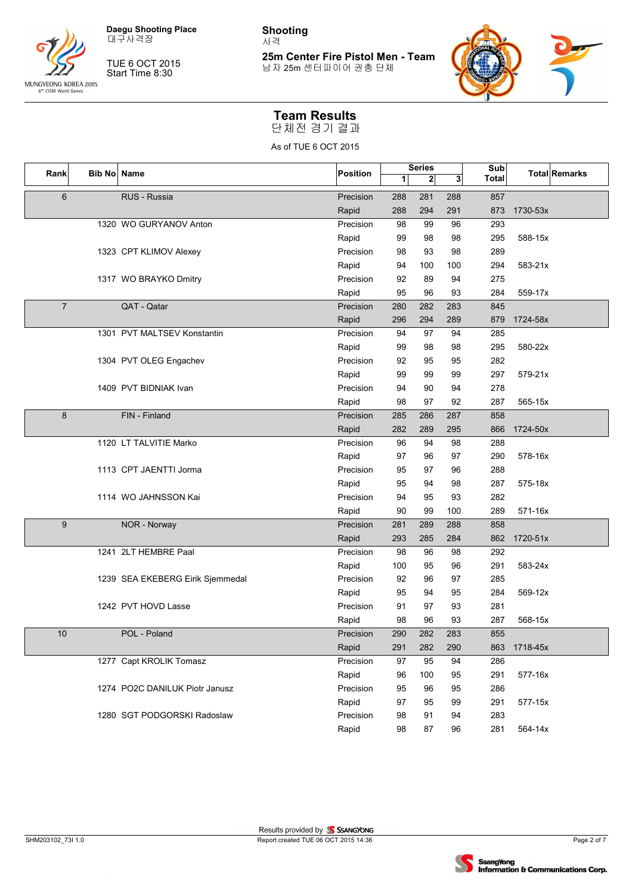Daegu Shooting Place
대구사격장

TUE 6 OCT 2015
Start Time 8:30

**Shooting**
사격

**25m Center Fire Pistol Men - Team**
남자 25m 센터파이어 권총 단체

## Team Results
단체전 경기 결과

As of TUE 6 OCT 2015

| Rank | Bib No | Name | Position | Series 1 | 2 | 3 | Sub Total | Total | Remarks |
|---|---|---|---|---|---|---|---|---|---|
| 6 | | RUS - Russia | Precision | 288 | 281 | 288 | 857 | | |
| | | | Rapid | 288 | 294 | 291 | 873 | 1730-53x | |
| | 1320 | WO GURYANOV Anton | Precision | 98 | 99 | 96 | 293 | | |
| | | | Rapid | 99 | 98 | 98 | 295 | 588-15x | |
| | 1323 | CPT KLIMOV Alexey | Precision | 98 | 93 | 98 | 289 | | |
| | | | Rapid | 94 | 100 | 100 | 294 | 583-21x | |
| | 1317 | WO BRAYKO Dmitry | Precision | 92 | 89 | 94 | 275 | | |
| | | | Rapid | 95 | 96 | 93 | 284 | 559-17x | |
| 7 | | QAT - Qatar | Precision | 280 | 282 | 283 | 845 | | |
| | | | Rapid | 296 | 294 | 289 | 879 | 1724-58x | |
| | 1301 | PVT MALTSEV Konstantin | Precision | 94 | 97 | 94 | 285 | | |
| | | | Rapid | 99 | 98 | 98 | 295 | 580-22x | |
| | 1304 | PVT OLEG Engachev | Precision | 92 | 95 | 95 | 282 | | |
| | | | Rapid | 99 | 99 | 99 | 297 | 579-21x | |
| | 1409 | PVT BIDNIAK Ivan | Precision | 94 | 90 | 94 | 278 | | |
| | | | Rapid | 98 | 97 | 92 | 287 | 565-15x | |
| 8 | | FIN - Finland | Precision | 285 | 286 | 287 | 858 | | |
| | | | Rapid | 282 | 289 | 295 | 866 | 1724-50x | |
| | 1120 | LT TALVITIE Marko | Precision | 96 | 94 | 98 | 288 | | |
| | | | Rapid | 97 | 96 | 97 | 290 | 578-16x | |
| | 1113 | CPT JAENTTI Jorma | Precision | 95 | 97 | 96 | 288 | | |
| | | | Rapid | 95 | 94 | 98 | 287 | 575-18x | |
| | 1114 | WO JAHNSSON Kai | Precision | 94 | 95 | 93 | 282 | | |
| | | | Rapid | 90 | 99 | 100 | 289 | 571-16x | |
| 9 | | NOR - Norway | Precision | 281 | 289 | 288 | 858 | | |
| | | | Rapid | 293 | 285 | 284 | 862 | 1720-51x | |
| | 1241 | 2LT HEMBRE Paal | Precision | 98 | 96 | 98 | 292 | | |
| | | | Rapid | 100 | 95 | 96 | 291 | 583-24x | |
| | 1239 | SEA EKEBERG Eirik Sjemmedal | Precision | 92 | 96 | 97 | 285 | | |
| | | | Rapid | 95 | 94 | 95 | 284 | 569-12x | |
| | 1242 | PVT HOVD Lasse | Precision | 91 | 97 | 93 | 281 | | |
| | | | Rapid | 98 | 96 | 93 | 287 | 568-15x | |
| 10 | | POL - Poland | Precision | 290 | 282 | 283 | 855 | | |
| | | | Rapid | 291 | 282 | 290 | 863 | 1718-45x | |
| | 1277 | Capt KROLIK Tomasz | Precision | 97 | 95 | 94 | 286 | | |
| | | | Rapid | 96 | 100 | 95 | 291 | 577-16x | |
| | 1274 | PO2C DANILUK Piotr Janusz | Precision | 95 | 96 | 95 | 286 | | |
| | | | Rapid | 97 | 95 | 99 | 291 | 577-15x | |
| | 1280 | SGT PODGORSKI Radoslaw | Precision | 98 | 91 | 94 | 283 | | |
| | | | Rapid | 98 | 87 | 96 | 281 | 564-14x | |

Results provided by SSANGYONG
Report created TUE 06 OCT 2015 14:36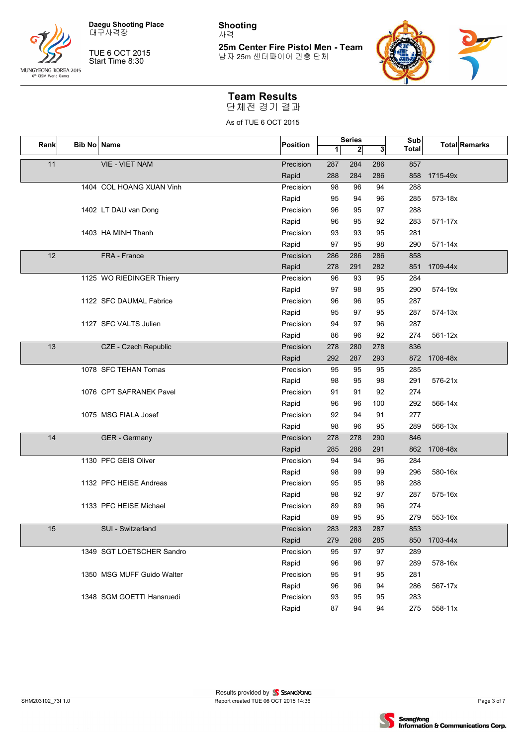Daegu Shooting Place
대구사격장

TUE 6 OCT 2015
Start Time 8:30

**Shooting**
사격

**25m Center Fire Pistol Men - Team**
남자 25m 센터파이어 권총 단체

## Team Results
단체전 경기 결과

As of TUE 6 OCT 2015

| Rank | Bib No | Name | Position | Series 1 | Series 2 | Series 3 | Sub Total | Total | Remarks |
|---|---|---|---|---|---|---|---|---|---|
| 11 | | VIE - VIET NAM | Precision | 287 | 284 | 286 | 857 | | |
| | | | Rapid | 288 | 284 | 286 | 858 | 1715-49x | |
| | 1404 | COL HOANG XUAN Vinh | Precision | 98 | 96 | 94 | 288 | | |
| | | | Rapid | 95 | 94 | 96 | 285 | 573-18x | |
| | 1402 | LT DAU van Dong | Precision | 96 | 95 | 97 | 288 | | |
| | | | Rapid | 96 | 95 | 92 | 283 | 571-17x | |
| | 1403 | HA MINH Thanh | Precision | 93 | 93 | 95 | 281 | | |
| | | | Rapid | 97 | 95 | 98 | 290 | 571-14x | |
| 12 | | FRA - France | Precision | 286 | 286 | 286 | 858 | | |
| | | | Rapid | 278 | 291 | 282 | 851 | 1709-44x | |
| | 1125 | WO RIEDINGER Thierry | Precision | 96 | 93 | 95 | 284 | | |
| | | | Rapid | 97 | 98 | 95 | 290 | 574-19x | |
| | 1122 | SFC DAUMAL Fabrice | Precision | 96 | 96 | 95 | 287 | | |
| | | | Rapid | 95 | 97 | 95 | 287 | 574-13x | |
| | 1127 | SFC VALTS Julien | Precision | 94 | 97 | 96 | 287 | | |
| | | | Rapid | 86 | 96 | 92 | 274 | 561-12x | |
| 13 | | CZE - Czech Republic | Precision | 278 | 280 | 278 | 836 | | |
| | | | Rapid | 292 | 287 | 293 | 872 | 1708-48x | |
| | 1078 | SFC TEHAN Tomas | Precision | 95 | 95 | 95 | 285 | | |
| | | | Rapid | 98 | 95 | 98 | 291 | 576-21x | |
| | 1076 | CPT SAFRANEK Pavel | Precision | 91 | 91 | 92 | 274 | | |
| | | | Rapid | 96 | 96 | 100 | 292 | 566-14x | |
| | 1075 | MSG FIALA Josef | Precision | 92 | 94 | 91 | 277 | | |
| | | | Rapid | 98 | 96 | 95 | 289 | 566-13x | |
| 14 | | GER - Germany | Precision | 278 | 278 | 290 | 846 | | |
| | | | Rapid | 285 | 286 | 291 | 862 | 1708-48x | |
| | 1130 | PFC GEIS Oliver | Precision | 94 | 94 | 96 | 284 | | |
| | | | Rapid | 98 | 99 | 99 | 296 | 580-16x | |
| | 1132 | PFC HEISE Andreas | Precision | 95 | 95 | 98 | 288 | | |
| | | | Rapid | 98 | 92 | 97 | 287 | 575-16x | |
| | 1133 | PFC HEISE Michael | Precision | 89 | 89 | 96 | 274 | | |
| | | | Rapid | 89 | 95 | 95 | 279 | 553-16x | |
| 15 | | SUI - Switzerland | Precision | 283 | 283 | 287 | 853 | | |
| | | | Rapid | 279 | 286 | 285 | 850 | 1703-44x | |
| | 1349 | SGT LOETSCHER Sandro | Precision | 95 | 97 | 97 | 289 | | |
| | | | Rapid | 96 | 96 | 97 | 289 | 578-16x | |
| | 1350 | MSG MUFF Guido Walter | Precision | 95 | 91 | 95 | 281 | | |
| | | | Rapid | 96 | 96 | 94 | 286 | 567-17x | |
| | 1348 | SGM GOETTI Hansruedi | Precision | 93 | 95 | 95 | 283 | | |
| | | | Rapid | 87 | 94 | 94 | 275 | 558-11x | |

SHM203102_73I 1.0

Results provided by SSANGYONG
Report created TUE 06 OCT 2015 14:36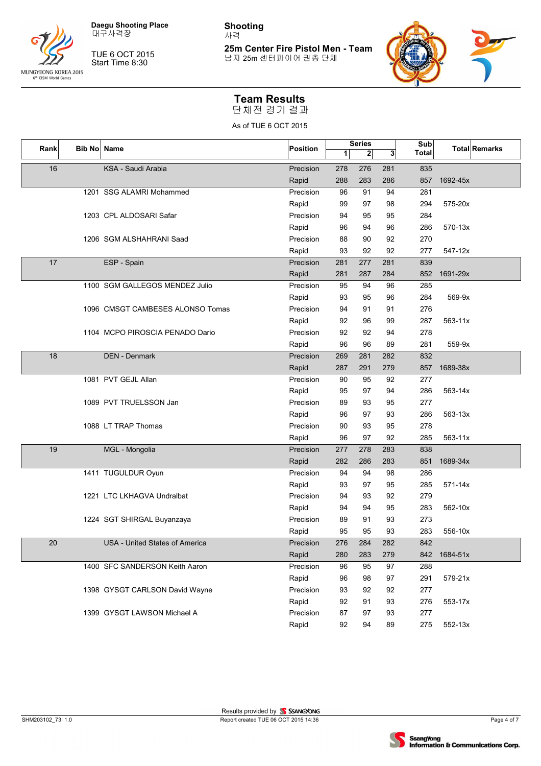Daegu Shooting Place
대구사격장

TUE 6 OCT 2015
Start Time 8:30

Shooting
사격

**25m Center Fire Pistol Men - Team**
남자 25m 센터파이어 권총 단체

# Team Results
단체전 경기 결과

As of TUE 6 OCT 2015

| Rank | Bib No | Name | Position | Series 1 | 2 | 3 | Sub Total | Total | Remarks |
|---|---|---|---|---|---|---|---|---|---|
| 16 | | KSA - Saudi Arabia | Precision | 278 | 276 | 281 | 835 | | |
| | | | Rapid | 288 | 283 | 286 | 857 | 1692-45x | |
| | 1201 | SSG ALAMRI Mohammed | Precision | 96 | 91 | 94 | 281 | | |
| | | | Rapid | 99 | 97 | 98 | 294 | 575-20x | |
| | 1203 | CPL ALDOSARI Safar | Precision | 94 | 95 | 95 | 284 | | |
| | | | Rapid | 96 | 94 | 96 | 286 | 570-13x | |
| | 1206 | SGM ALSHAHRANI Saad | Precision | 88 | 90 | 92 | 270 | | |
| | | | Rapid | 93 | 92 | 92 | 277 | 547-12x | |
| 17 | | ESP - Spain | Precision | 281 | 277 | 281 | 839 | | |
| | | | Rapid | 281 | 287 | 284 | 852 | 1691-29x | |
| | 1100 | SGM GALLEGOS MENDEZ Julio | Precision | 95 | 94 | 96 | 285 | | |
| | | | Rapid | 93 | 95 | 96 | 284 | 569-9x | |
| | 1096 | CMSGT CAMBESES ALONSO Tomas | Precision | 94 | 91 | 91 | 276 | | |
| | | | Rapid | 92 | 96 | 99 | 287 | 563-11x | |
| | 1104 | MCPO PIROSCIA PENADO Dario | Precision | 92 | 92 | 94 | 278 | | |
| | | | Rapid | 96 | 96 | 89 | 281 | 559-9x | |
| 18 | | DEN - Denmark | Precision | 269 | 281 | 282 | 832 | | |
| | | | Rapid | 287 | 291 | 279 | 857 | 1689-38x | |
| | 1081 | PVT GEJL Allan | Precision | 90 | 95 | 92 | 277 | | |
| | | | Rapid | 95 | 97 | 94 | 286 | 563-14x | |
| | 1089 | PVT TRUELSSON Jan | Precision | 89 | 93 | 95 | 277 | | |
| | | | Rapid | 96 | 97 | 93 | 286 | 563-13x | |
| | 1088 | LT TRAP Thomas | Precision | 90 | 93 | 95 | 278 | | |
| | | | Rapid | 96 | 97 | 92 | 285 | 563-11x | |
| 19 | | MGL - Mongolia | Precision | 277 | 278 | 283 | 838 | | |
| | | | Rapid | 282 | 286 | 283 | 851 | 1689-34x | |
| | 1411 | TUGULDUR Oyun | Precision | 94 | 94 | 98 | 286 | | |
| | | | Rapid | 93 | 97 | 95 | 285 | 571-14x | |
| | 1221 | LTC LKHAGVA Undralbat | Precision | 94 | 93 | 92 | 279 | | |
| | | | Rapid | 94 | 94 | 95 | 283 | 562-10x | |
| | 1224 | SGT SHIRGAL Buyanzaya | Precision | 89 | 91 | 93 | 273 | | |
| | | | Rapid | 95 | 95 | 93 | 283 | 556-10x | |
| 20 | | USA - United States of America | Precision | 276 | 284 | 282 | 842 | | |
| | | | Rapid | 280 | 283 | 279 | 842 | 1684-51x | |
| | 1400 | SFC SANDERSON Keith Aaron | Precision | 96 | 95 | 97 | 288 | | |
| | | | Rapid | 96 | 98 | 97 | 291 | 579-21x | |
| | 1398 | GYSGT CARLSON David Wayne | Precision | 93 | 92 | 92 | 277 | | |
| | | | Rapid | 92 | 91 | 93 | 276 | 553-17x | |
| | 1399 | GYSGT LAWSON Michael A | Precision | 87 | 97 | 93 | 277 | | |
| | | | Rapid | 92 | 94 | 89 | 275 | 552-13x | |

Results provided by SSANGYONG
Report created TUE 06 OCT 2015 14:36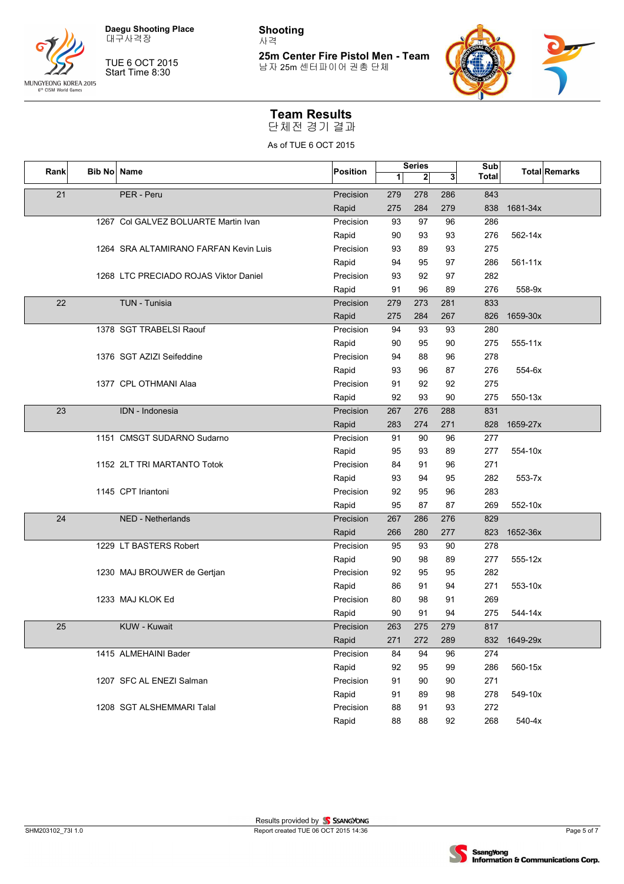Daegu Shooting Place
대구사격장

TUE 6 OCT 2015
Start Time 8:30

**Shooting**
사격

**25m Center Fire Pistol Men - Team**
남자 25m 센터파이어 권총 단체

## Team Results
단체전 경기 결과

As of TUE 6 OCT 2015

| Rank | Bib No | Name | Position | Series 1 | Series 2 | Series 3 | Sub Total | Total | Remarks |
|---|---|---|---|---|---|---|---|---|---|
| 21 | | PER - Peru | Precision | 279 | 278 | 286 | 843 | | |
| | | | Rapid | 275 | 284 | 279 | 838 | 1681-34x | |
| | 1267 | Col GALVEZ BOLUARTE Martin Ivan | Precision | 93 | 97 | 96 | 286 | | |
| | | | Rapid | 90 | 93 | 93 | 276 | 562-14x | |
| | 1264 | SRA ALTAMIRANO FARFAN Kevin Luis | Precision | 93 | 89 | 93 | 275 | | |
| | | | Rapid | 94 | 95 | 97 | 286 | 561-11x | |
| | 1268 | LTC PRECIADO ROJAS Viktor Daniel | Precision | 93 | 92 | 97 | 282 | | |
| | | | Rapid | 91 | 96 | 89 | 276 | 558-9x | |
| 22 | | TUN - Tunisia | Precision | 279 | 273 | 281 | 833 | | |
| | | | Rapid | 275 | 284 | 267 | 826 | 1659-30x | |
| | 1378 | SGT TRABELSI Raouf | Precision | 94 | 93 | 93 | 280 | | |
| | | | Rapid | 90 | 95 | 90 | 275 | 555-11x | |
| | 1376 | SGT AZIZI Seifeddine | Precision | 94 | 88 | 96 | 278 | | |
| | | | Rapid | 93 | 96 | 87 | 276 | 554-6x | |
| | 1377 | CPL OTHMANI Alaa | Precision | 91 | 92 | 92 | 275 | | |
| | | | Rapid | 92 | 93 | 90 | 275 | 550-13x | |
| 23 | | IDN - Indonesia | Precision | 267 | 276 | 288 | 831 | | |
| | | | Rapid | 283 | 274 | 271 | 828 | 1659-27x | |
| | 1151 | CMSGT SUDARNO Sudarno | Precision | 91 | 90 | 96 | 277 | | |
| | | | Rapid | 95 | 93 | 89 | 277 | 554-10x | |
| | 1152 | 2LT TRI MARTANTO Totok | Precision | 84 | 91 | 96 | 271 | | |
| | | | Rapid | 93 | 94 | 95 | 282 | 553-7x | |
| | 1145 | CPT Iriantoni | Precision | 92 | 95 | 96 | 283 | | |
| | | | Rapid | 95 | 87 | 87 | 269 | 552-10x | |
| 24 | | NED - Netherlands | Precision | 267 | 286 | 276 | 829 | | |
| | | | Rapid | 266 | 280 | 277 | 823 | 1652-36x | |
| | 1229 | LT BASTERS Robert | Precision | 95 | 93 | 90 | 278 | | |
| | | | Rapid | 90 | 98 | 89 | 277 | 555-12x | |
| | 1230 | MAJ BROUWER de Gertjan | Precision | 92 | 95 | 95 | 282 | | |
| | | | Rapid | 86 | 91 | 94 | 271 | 553-10x | |
| | 1233 | MAJ KLOK Ed | Precision | 80 | 98 | 91 | 269 | | |
| | | | Rapid | 90 | 91 | 94 | 275 | 544-14x | |
| 25 | | KUW - Kuwait | Precision | 263 | 275 | 279 | 817 | | |
| | | | Rapid | 271 | 272 | 289 | 832 | 1649-29x | |
| | 1415 | ALMEHAINI Bader | Precision | 84 | 94 | 96 | 274 | | |
| | | | Rapid | 92 | 95 | 99 | 286 | 560-15x | |
| | 1207 | SFC AL ENEZI Salman | Precision | 91 | 90 | 90 | 271 | | |
| | | | Rapid | 91 | 89 | 98 | 278 | 549-10x | |
| | 1208 | SGT ALSHEMMARI Talal | Precision | 88 | 91 | 93 | 272 | | |
| | | | Rapid | 88 | 88 | 92 | 268 | 540-4x | |

Results provided by SSANGYONG
Report created TUE 06 OCT 2015 14:36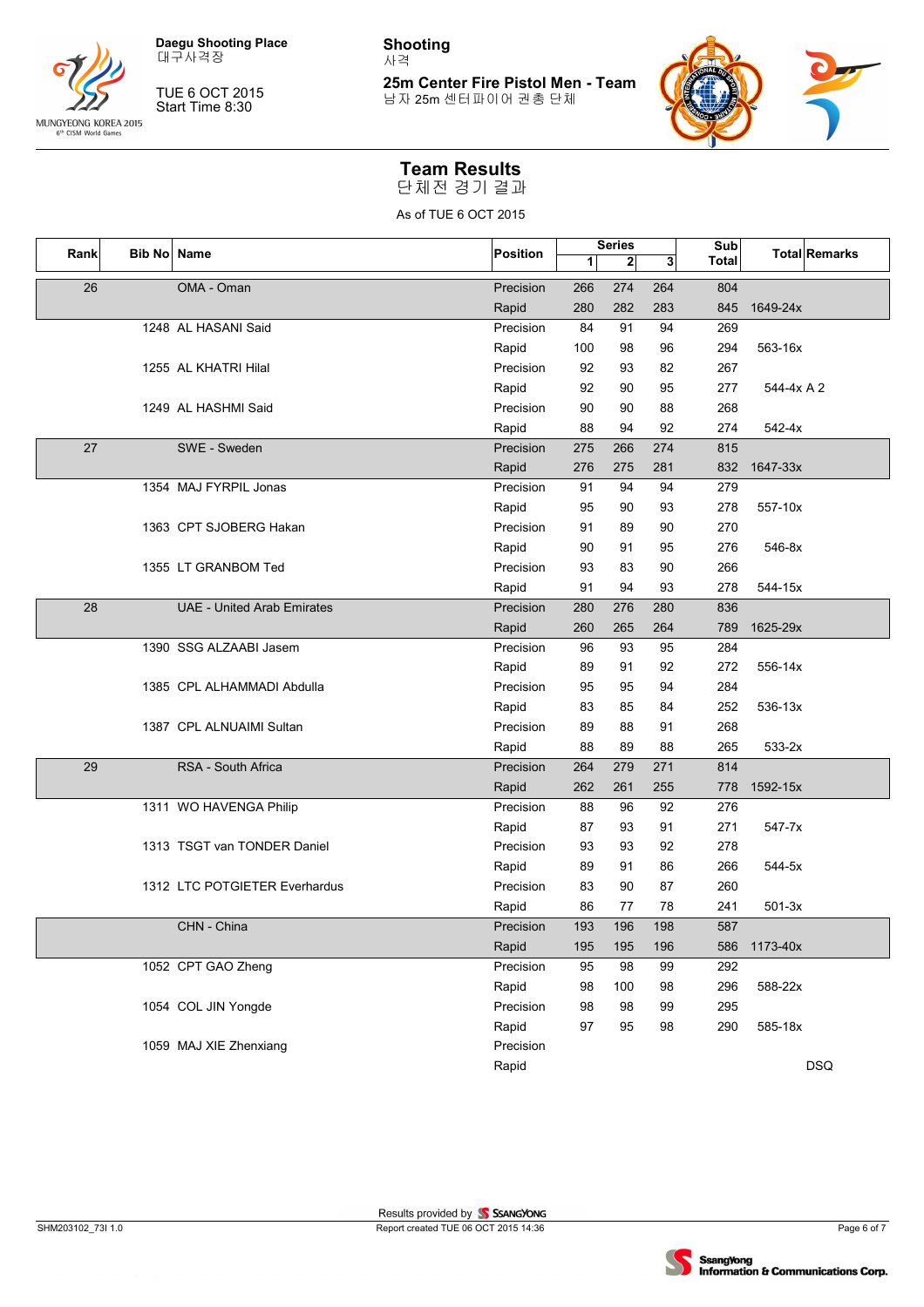Daegu Shooting Place
대구사격장

TUE 6 OCT 2015
Start Time 8:30

**Shooting**
사격

**25m Center Fire Pistol Men - Team**
남자 25m 센터파이어 권총 단체

## Team Results
단체전 경기 결과

As of TUE 6 OCT 2015

| Rank | Bib No | Name | Position | Series 1 | 2 | 3 | Sub Total | Total | Remarks |
|---|---|---|---|---|---|---|---|---|---|
| 26 | | OMA - Oman | Precision | 266 | 274 | 264 | 804 | | |
| | | | Rapid | 280 | 282 | 283 | 845 | 1649-24x | |
| | 1248 | AL HASANI Said | Precision | 84 | 91 | 94 | 269 | | |
| | | | Rapid | 100 | 98 | 96 | 294 | 563-16x | |
| | 1255 | AL KHATRI Hilal | Precision | 92 | 93 | 82 | 267 | | |
| | | | Rapid | 92 | 90 | 95 | 277 | 544-4x | A 2 |
| | 1249 | AL HASHMI Said | Precision | 90 | 90 | 88 | 268 | | |
| | | | Rapid | 88 | 94 | 92 | 274 | 542-4x | |
| 27 | | SWE - Sweden | Precision | 275 | 266 | 274 | 815 | | |
| | | | Rapid | 276 | 275 | 281 | 832 | 1647-33x | |
| | 1354 | MAJ FYRPIL Jonas | Precision | 91 | 94 | 94 | 279 | | |
| | | | Rapid | 95 | 90 | 93 | 278 | 557-10x | |
| | 1363 | CPT SJOBERG Hakan | Precision | 91 | 89 | 90 | 270 | | |
| | | | Rapid | 90 | 91 | 95 | 276 | 546-8x | |
| | 1355 | LT GRANBOM Ted | Precision | 93 | 83 | 90 | 266 | | |
| | | | Rapid | 91 | 94 | 93 | 278 | 544-15x | |
| 28 | | UAE - United Arab Emirates | Precision | 280 | 276 | 280 | 836 | | |
| | | | Rapid | 260 | 265 | 264 | 789 | 1625-29x | |
| | 1390 | SSG ALZAABI Jasem | Precision | 96 | 93 | 95 | 284 | | |
| | | | Rapid | 89 | 91 | 92 | 272 | 556-14x | |
| | 1385 | CPL ALHAMMADI Abdulla | Precision | 95 | 95 | 94 | 284 | | |
| | | | Rapid | 83 | 85 | 84 | 252 | 536-13x | |
| | 1387 | CPL ALNUAIMI Sultan | Precision | 89 | 88 | 91 | 268 | | |
| | | | Rapid | 88 | 89 | 88 | 265 | 533-2x | |
| 29 | | RSA - South Africa | Precision | 264 | 279 | 271 | 814 | | |
| | | | Rapid | 262 | 261 | 255 | 778 | 1592-15x | |
| | 1311 | WO HAVENGA Philip | Precision | 88 | 96 | 92 | 276 | | |
| | | | Rapid | 87 | 93 | 91 | 271 | 547-7x | |
| | 1313 | TSGT van TONDER Daniel | Precision | 93 | 93 | 92 | 278 | | |
| | | | Rapid | 89 | 91 | 86 | 266 | 544-5x | |
| | 1312 | LTC POTGIETER Everhardus | Precision | 83 | 90 | 87 | 260 | | |
| | | | Rapid | 86 | 77 | 78 | 241 | 501-3x | |
| | | CHN - China | Precision | 193 | 196 | 198 | 587 | | |
| | | | Rapid | 195 | 195 | 196 | 586 | 1173-40x | |
| | 1052 | CPT GAO Zheng | Precision | 95 | 98 | 99 | 292 | | |
| | | | Rapid | 98 | 100 | 98 | 296 | 588-22x | |
| | 1054 | COL JIN Yongde | Precision | 98 | 98 | 99 | 295 | | |
| | | | Rapid | 97 | 95 | 98 | 290 | 585-18x | |
| | 1059 | MAJ XIE Zhenxiang | Precision | | | | | | |
| | | | Rapid | | | | | | DSQ |

Results provided by SSANGYONG

Report created TUE 06 OCT 2015 14:36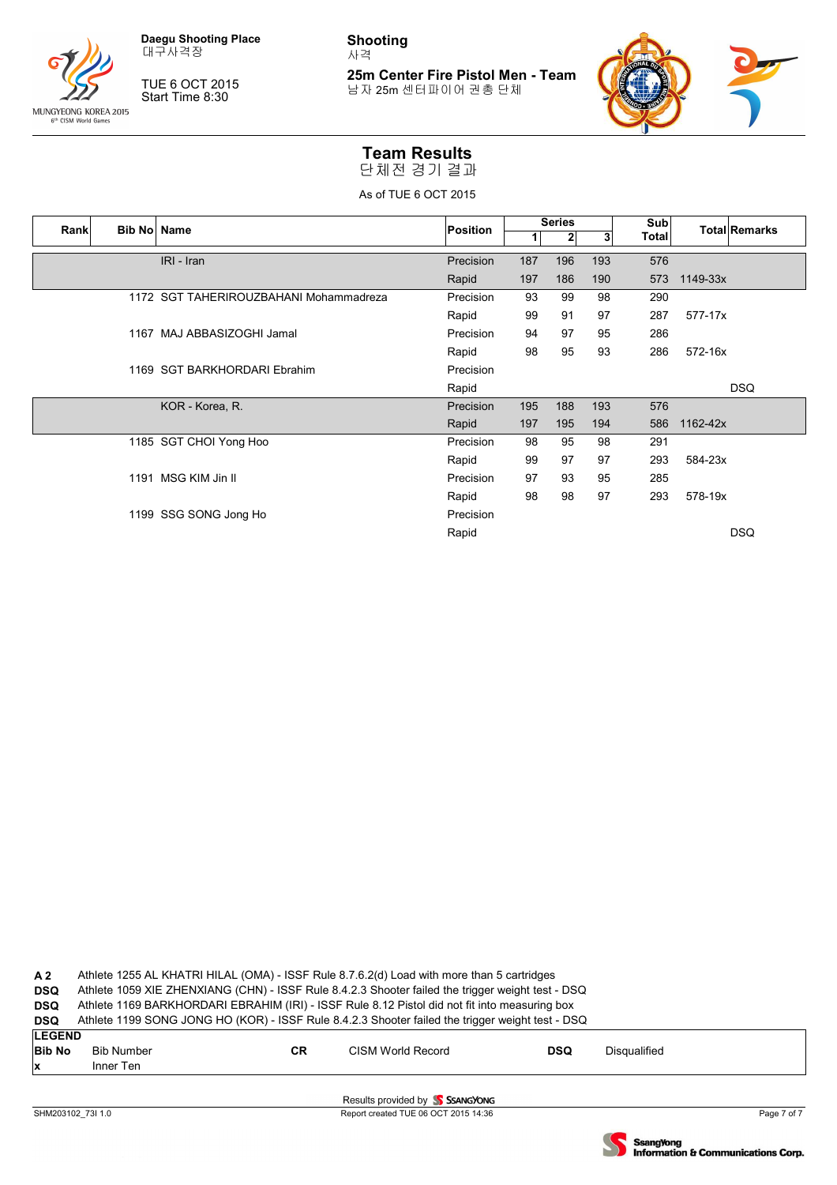Daegu Shooting Place
대구사격장

TUE 6 OCT 2015
Start Time 8:30

**Shooting**
사격

**25m Center Fire Pistol Men - Team**
남자 25m 센터파이어 권총 단체

# Team Results
단체전 경기 결과

As of TUE 6 OCT 2015

| Rank | Bib No | Name | Position | Series 1 | Series 2 | Series 3 | Sub Total | Total | Remarks |
|---|---|---|---|---|---|---|---|---|---|
| | | IRI - Iran | Precision | 187 | 196 | 193 | 576 | | |
| | | | Rapid | 197 | 186 | 190 | 573 | 1149-33x | |
| | 1172 | SGT TAHERIROUZBAHANI Mohammadreza | Precision | 93 | 99 | 98 | 290 | | |
| | | | Rapid | 99 | 91 | 97 | 287 | 577-17x | |
| | 1167 | MAJ ABBASIZOGHI Jamal | Precision | 94 | 97 | 95 | 286 | | |
| | | | Rapid | 98 | 95 | 93 | 286 | 572-16x | |
| | 1169 | SGT BARKHORDARI Ebrahim | Precision | | | | | | |
| | | | Rapid | | | | | | DSQ |
| | | KOR - Korea, R. | Precision | 195 | 188 | 193 | 576 | | |
| | | | Rapid | 197 | 195 | 194 | 586 | 1162-42x | |
| | 1185 | SGT CHOI Yong Hoo | Precision | 98 | 95 | 98 | 291 | | |
| | | | Rapid | 99 | 97 | 97 | 293 | 584-23x | |
| | 1191 | MSG KIM Jin Il | Precision | 97 | 93 | 95 | 285 | | |
| | | | Rapid | 98 | 98 | 97 | 293 | 578-19x | |
| | 1199 | SSG SONG Jong Ho | Precision | | | | | | |
| | | | Rapid | | | | | | DSQ |

**A 2** Athlete 1255 AL KHATRI HILAL (OMA) - ISSF Rule 8.7.6.2(d) Load with more than 5 cartridges
**DSQ** Athlete 1059 XIE ZHENXIANG (CHN) - ISSF Rule 8.4.2.3 Shooter failed the trigger weight test - DSQ
**DSQ** Athlete 1169 BARKHORDARI EBRAHIM (IRI) - ISSF Rule 8.12 Pistol did not fit into measuring box
**DSQ** Athlete 1199 SONG JONG HO (KOR) - ISSF Rule 8.4.2.3 Shooter failed the trigger weight test - DSQ

| LEGEND | | | | | |
|---|---|---|---|---|---|
| **Bib No** | Bib Number | **CR** | CISM World Record | **DSQ** | Disqualified |
| **x** | Inner Ten | | | | |

Results provided by SSANGYONG

SHM203102_73I 1.0 — Report created TUE 06 OCT 2015 14:36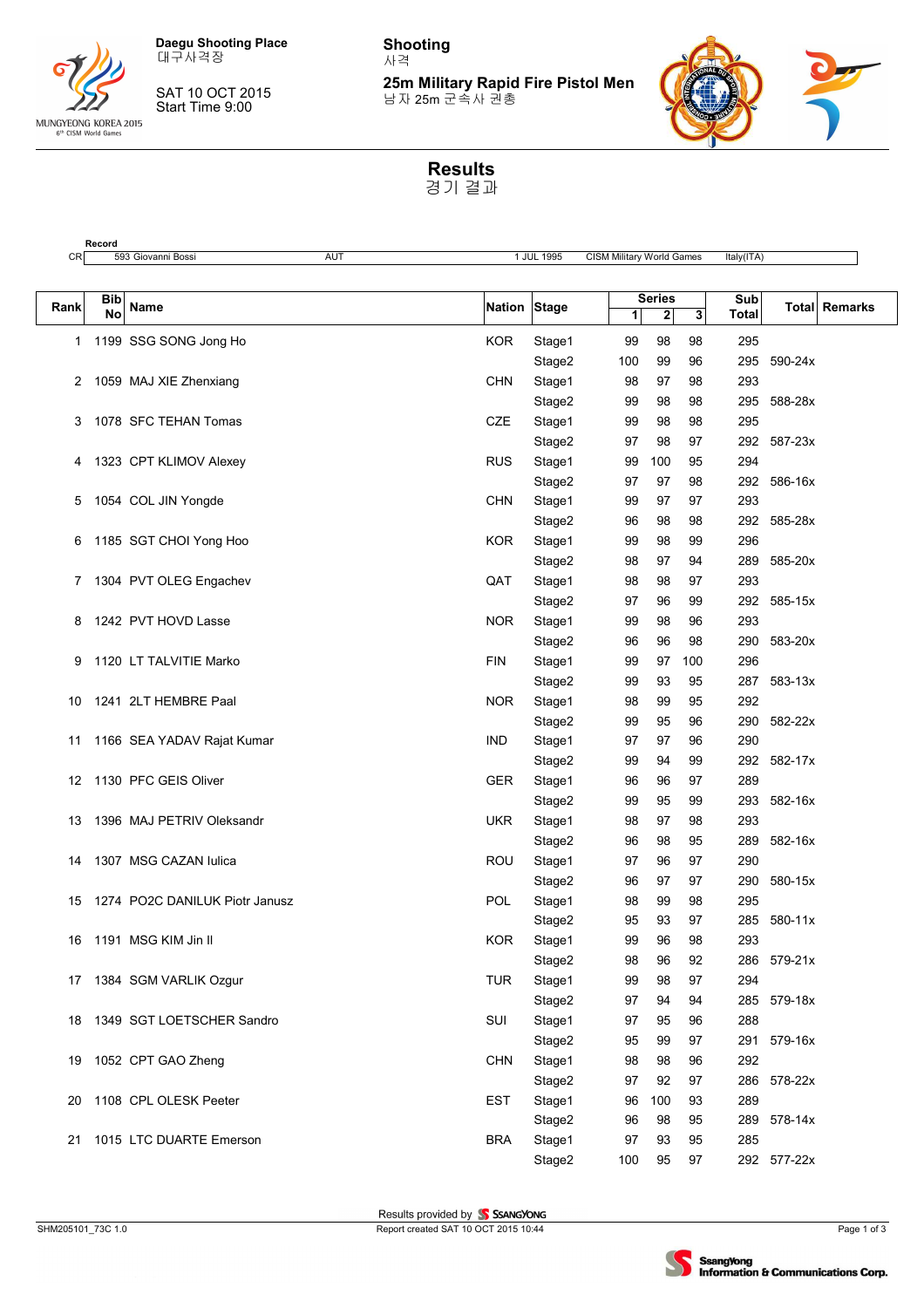Daegu Shooting Place
대구사격장

SAT 10 OCT 2015
Start Time 9:00

**Shooting**
사격

**25m Military Rapid Fire Pistol Men**
남자 25m 군속사 권총

# Results
경기 결과

| Record | | | | | |
|---|---|---|---|---|---|
| CR | 593 Giovanni Bossi | AUT | 1 JUL 1995 | CISM Military World Games | Italy(ITA) |

| Rank | Bib No | Name | Nation | Stage | Series 1 | Series 2 | Series 3 | Sub Total | Total | Remarks |
|---|---|---|---|---|---|---|---|---|---|---|
| 1 | 1199 | SSG SONG Jong Ho | KOR | Stage1 | 99 | 98 | 98 | 295 | | |
| | | | | Stage2 | 100 | 99 | 96 | 295 | 590-24x | |
| 2 | 1059 | MAJ XIE Zhenxiang | CHN | Stage1 | 98 | 97 | 98 | 293 | | |
| | | | | Stage2 | 99 | 98 | 98 | 295 | 588-28x | |
| 3 | 1078 | SFC TEHAN Tomas | CZE | Stage1 | 99 | 98 | 98 | 295 | | |
| | | | | Stage2 | 97 | 98 | 97 | 292 | 587-23x | |
| 4 | 1323 | CPT KLIMOV Alexey | RUS | Stage1 | 99 | 100 | 95 | 294 | | |
| | | | | Stage2 | 97 | 97 | 98 | 292 | 586-16x | |
| 5 | 1054 | COL JIN Yongde | CHN | Stage1 | 99 | 97 | 97 | 293 | | |
| | | | | Stage2 | 96 | 98 | 98 | 292 | 585-28x | |
| 6 | 1185 | SGT CHOI Yong Hoo | KOR | Stage1 | 99 | 98 | 99 | 296 | | |
| | | | | Stage2 | 98 | 97 | 94 | 289 | 585-20x | |
| 7 | 1304 | PVT OLEG Engachev | QAT | Stage1 | 98 | 98 | 97 | 293 | | |
| | | | | Stage2 | 97 | 96 | 99 | 292 | 585-15x | |
| 8 | 1242 | PVT HOVD Lasse | NOR | Stage1 | 99 | 98 | 96 | 293 | | |
| | | | | Stage2 | 96 | 96 | 98 | 290 | 583-20x | |
| 9 | 1120 | LT TALVITIE Marko | FIN | Stage1 | 99 | 97 | 100 | 296 | | |
| | | | | Stage2 | 99 | 93 | 95 | 287 | 583-13x | |
| 10 | 1241 | 2LT HEMBRE Paal | NOR | Stage1 | 98 | 99 | 95 | 292 | | |
| | | | | Stage2 | 99 | 95 | 96 | 290 | 582-22x | |
| 11 | 1166 | SEA YADAV Rajat Kumar | IND | Stage1 | 97 | 97 | 96 | 290 | | |
| | | | | Stage2 | 99 | 94 | 99 | 292 | 582-17x | |
| 12 | 1130 | PFC GEIS Oliver | GER | Stage1 | 96 | 96 | 97 | 289 | | |
| | | | | Stage2 | 99 | 95 | 99 | 293 | 582-16x | |
| 13 | 1396 | MAJ PETRIV Oleksandr | UKR | Stage1 | 98 | 97 | 98 | 293 | | |
| | | | | Stage2 | 96 | 98 | 95 | 289 | 582-16x | |
| 14 | 1307 | MSG CAZAN Iulica | ROU | Stage1 | 97 | 96 | 97 | 290 | | |
| | | | | Stage2 | 96 | 97 | 97 | 290 | 580-15x | |
| 15 | 1274 | PO2C DANILUK Piotr Janusz | POL | Stage1 | 98 | 99 | 98 | 295 | | |
| | | | | Stage2 | 95 | 93 | 97 | 285 | 580-11x | |
| 16 | 1191 | MSG KIM Jin Il | KOR | Stage1 | 99 | 96 | 98 | 293 | | |
| | | | | Stage2 | 98 | 96 | 92 | 286 | 579-21x | |
| 17 | 1384 | SGM VARLIK Ozgur | TUR | Stage1 | 99 | 98 | 97 | 294 | | |
| | | | | Stage2 | 97 | 94 | 94 | 285 | 579-18x | |
| 18 | 1349 | SGT LOETSCHER Sandro | SUI | Stage1 | 97 | 95 | 96 | 288 | | |
| | | | | Stage2 | 95 | 99 | 97 | 291 | 579-16x | |
| 19 | 1052 | CPT GAO Zheng | CHN | Stage1 | 98 | 98 | 96 | 292 | | |
| | | | | Stage2 | 97 | 92 | 97 | 286 | 578-22x | |
| 20 | 1108 | CPL OLESK Peeter | EST | Stage1 | 96 | 100 | 93 | 289 | | |
| | | | | Stage2 | 96 | 98 | 95 | 289 | 578-14x | |
| 21 | 1015 | LTC DUARTE Emerson | BRA | Stage1 | 97 | 93 | 95 | 285 | | |
| | | | | Stage2 | 100 | 95 | 97 | 292 | 577-22x | |

Results provided by SSANGYONG

SHM205101_73C 1.0 — Report created SAT 10 OCT 2015 10:44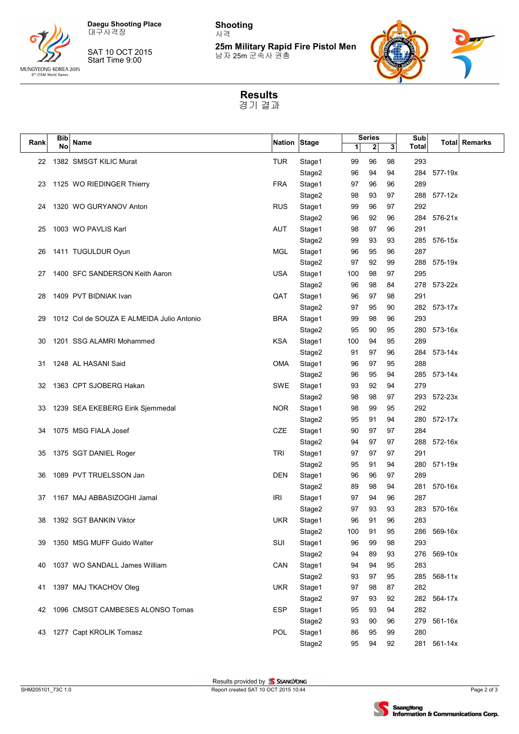Daegu Shooting Place
대구사격장

SAT 10 OCT 2015
Start Time 9:00

**Shooting**
사격

**25m Military Rapid Fire Pistol Men**
남자 25m 군속사 권총

# Results
경기 결과

| Rank | Bib No | Name | Nation | Stage | Series 1 | Series 2 | Series 3 | Sub Total | Total | Remarks |
|---|---|---|---|---|---|---|---|---|---|---|
| 22 | 1382 | SMSGT KILIC Murat | TUR | Stage1 | 99 | 96 | 98 | 293 | | |
| | | | | Stage2 | 96 | 94 | 94 | 284 | 577-19x | |
| 23 | 1125 | WO RIEDINGER Thierry | FRA | Stage1 | 97 | 96 | 96 | 289 | | |
| | | | | Stage2 | 98 | 93 | 97 | 288 | 577-12x | |
| 24 | 1320 | WO GURYANOV Anton | RUS | Stage1 | 99 | 96 | 97 | 292 | | |
| | | | | Stage2 | 96 | 92 | 96 | 284 | 576-21x | |
| 25 | 1003 | WO PAVLIS Karl | AUT | Stage1 | 98 | 97 | 96 | 291 | | |
| | | | | Stage2 | 99 | 93 | 93 | 285 | 576-15x | |
| 26 | 1411 | TUGULDUR Oyun | MGL | Stage1 | 96 | 95 | 96 | 287 | | |
| | | | | Stage2 | 97 | 92 | 99 | 288 | 575-19x | |
| 27 | 1400 | SFC SANDERSON Keith Aaron | USA | Stage1 | 100 | 98 | 97 | 295 | | |
| | | | | Stage2 | 96 | 98 | 84 | 278 | 573-22x | |
| 28 | 1409 | PVT BIDNIAK Ivan | QAT | Stage1 | 96 | 97 | 98 | 291 | | |
| | | | | Stage2 | 97 | 95 | 90 | 282 | 573-17x | |
| 29 | 1012 | Col de SOUZA E ALMEIDA Julio Antonio | BRA | Stage1 | 99 | 98 | 96 | 293 | | |
| | | | | Stage2 | 95 | 90 | 95 | 280 | 573-16x | |
| 30 | 1201 | SSG ALAMRI Mohammed | KSA | Stage1 | 100 | 94 | 95 | 289 | | |
| | | | | Stage2 | 91 | 97 | 96 | 284 | 573-14x | |
| 31 | 1248 | AL HASANI Said | OMA | Stage1 | 96 | 97 | 95 | 288 | | |
| | | | | Stage2 | 96 | 95 | 94 | 285 | 573-14x | |
| 32 | 1363 | CPT SJOBERG Hakan | SWE | Stage1 | 93 | 92 | 94 | 279 | | |
| | | | | Stage2 | 98 | 98 | 97 | 293 | 572-23x | |
| 33 | 1239 | SEA EKEBERG Eirik Sjemmedal | NOR | Stage1 | 98 | 99 | 95 | 292 | | |
| | | | | Stage2 | 95 | 91 | 94 | 280 | 572-17x | |
| 34 | 1075 | MSG FIALA Josef | CZE | Stage1 | 90 | 97 | 97 | 284 | | |
| | | | | Stage2 | 94 | 97 | 97 | 288 | 572-16x | |
| 35 | 1375 | SGT DANIEL Roger | TRI | Stage1 | 97 | 97 | 97 | 291 | | |
| | | | | Stage2 | 95 | 91 | 94 | 280 | 571-19x | |
| 36 | 1089 | PVT TRUELSSON Jan | DEN | Stage1 | 96 | 96 | 97 | 289 | | |
| | | | | Stage2 | 89 | 98 | 94 | 281 | 570-16x | |
| 37 | 1167 | MAJ ABBASIZOGHI Jamal | IRI | Stage1 | 97 | 94 | 96 | 287 | | |
| | | | | Stage2 | 97 | 93 | 93 | 283 | 570-16x | |
| 38 | 1392 | SGT BANKIN Viktor | UKR | Stage1 | 96 | 91 | 96 | 283 | | |
| | | | | Stage2 | 100 | 91 | 95 | 286 | 569-16x | |
| 39 | 1350 | MSG MUFF Guido Walter | SUI | Stage1 | 96 | 99 | 98 | 293 | | |
| | | | | Stage2 | 94 | 89 | 93 | 276 | 569-10x | |
| 40 | 1037 | WO SANDALL James William | CAN | Stage1 | 94 | 94 | 95 | 283 | | |
| | | | | Stage2 | 93 | 97 | 95 | 285 | 568-11x | |
| 41 | 1397 | MAJ TKACHOV Oleg | UKR | Stage1 | 97 | 98 | 87 | 282 | | |
| | | | | Stage2 | 97 | 93 | 92 | 282 | 564-17x | |
| 42 | 1096 | CMSGT CAMBESES ALONSO Tomas | ESP | Stage1 | 95 | 93 | 94 | 282 | | |
| | | | | Stage2 | 93 | 90 | 96 | 279 | 561-16x | |
| 43 | 1277 | Capt KROLIK Tomasz | POL | Stage1 | 86 | 95 | 99 | 280 | | |
| | | | | Stage2 | 95 | 94 | 92 | 281 | 561-14x | |

Results provided by SsangYong

Report created SAT 10 OCT 2015 10:44

SHM205101_73C 1.0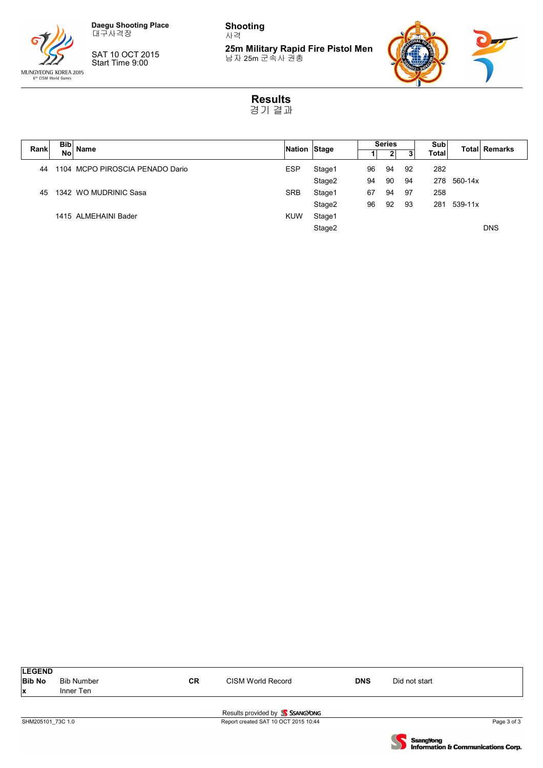**Daegu Shooting Place**
대구사격장

SAT 10 OCT 2015
Start Time 9:00

**Shooting**
사격

**25m Military Rapid Fire Pistol Men**
남자 25m 군속사 권총

# Results
경기 결과

| Rank | Bib No | Name | Nation | Stage | Series 1 | Series 2 | Series 3 | Sub Total | Total | Remarks |
|---|---|---|---|---|---|---|---|---|---|---|
| 44 | 1104 | MCPO PIROSCIA PENADO Dario | ESP | Stage1 | 96 | 94 | 92 | 282 | | |
| | | | | Stage2 | 94 | 90 | 94 | 278 | 560-14x | |
| 45 | 1342 | WO MUDRINIC Sasa | SRB | Stage1 | 67 | 94 | 97 | 258 | | |
| | | | | Stage2 | 96 | 92 | 93 | 281 | 539-11x | |
| | 1415 | ALMEHAINI Bader | KUW | Stage1 | | | | | | |
| | | | | Stage2 | | | | | | DNS |

**LEGEND**

| | | | | | |
|---|---|---|---|---|---|
| **Bib No** | Bib Number | **CR** | CISM World Record | **DNS** | Did not start |
| **x** | Inner Ten | | | | |

Results provided by SSANGYONG

SHM205101_73C 1.0 — Report created SAT 10 OCT 2015 10:44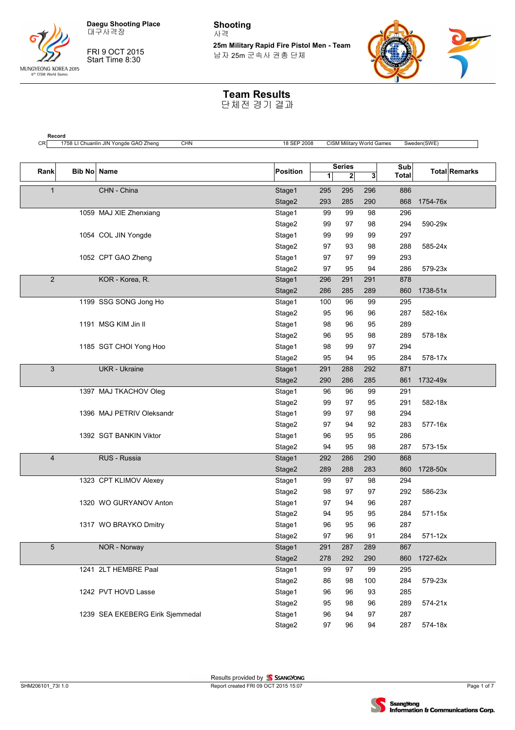Daegu Shooting Place
대구사격장

FRI 9 OCT 2015
Start Time 8:30

# Shooting
사격

**25m Military Rapid Fire Pistol Men - Team**
남자 25m 군속사 권총 단체

## Team Results
단체전 경기 결과

**Record**

| | | | | | |
|---|---|---|---|---|---|
| CR | 1758 LI Chuanlin JIN Yongde GAO Zheng | CHN | 18 SEP 2008 | CISM Military World Games | Sweden(SWE) |

| Rank | Bib No | Name | Position | Series 1 | Series 2 | Series 3 | Sub Total | Total | Remarks |
|---|---|---|---|---|---|---|---|---|---|
| 1 | | CHN - China | Stage1 | 295 | 295 | 296 | 886 | | |
| | | | Stage2 | 293 | 285 | 290 | 868 | 1754-76x | |
| | 1059 | MAJ XIE Zhenxiang | Stage1 | 99 | 99 | 98 | 296 | | |
| | | | Stage2 | 99 | 97 | 98 | 294 | 590-29x | |
| | 1054 | COL JIN Yongde | Stage1 | 99 | 99 | 99 | 297 | | |
| | | | Stage2 | 97 | 93 | 98 | 288 | 585-24x | |
| | 1052 | CPT GAO Zheng | Stage1 | 97 | 97 | 99 | 293 | | |
| | | | Stage2 | 97 | 95 | 94 | 286 | 579-23x | |
| 2 | | KOR - Korea, R. | Stage1 | 296 | 291 | 291 | 878 | | |
| | | | Stage2 | 286 | 285 | 289 | 860 | 1738-51x | |
| | 1199 | SSG SONG Jong Ho | Stage1 | 100 | 96 | 99 | 295 | | |
| | | | Stage2 | 95 | 96 | 96 | 287 | 582-16x | |
| | 1191 | MSG KIM Jin Il | Stage1 | 98 | 96 | 95 | 289 | | |
| | | | Stage2 | 96 | 95 | 98 | 289 | 578-18x | |
| | 1185 | SGT CHOI Yong Hoo | Stage1 | 98 | 99 | 97 | 294 | | |
| | | | Stage2 | 95 | 94 | 95 | 284 | 578-17x | |
| 3 | | UKR - Ukraine | Stage1 | 291 | 288 | 292 | 871 | | |
| | | | Stage2 | 290 | 286 | 285 | 861 | 1732-49x | |
| | 1397 | MAJ TKACHOV Oleg | Stage1 | 96 | 96 | 99 | 291 | | |
| | | | Stage2 | 99 | 97 | 95 | 291 | 582-18x | |
| | 1396 | MAJ PETRIV Oleksandr | Stage1 | 99 | 97 | 98 | 294 | | |
| | | | Stage2 | 97 | 94 | 92 | 283 | 577-16x | |
| | 1392 | SGT BANKIN Viktor | Stage1 | 96 | 95 | 95 | 286 | | |
| | | | Stage2 | 94 | 95 | 98 | 287 | 573-15x | |
| 4 | | RUS - Russia | Stage1 | 292 | 286 | 290 | 868 | | |
| | | | Stage2 | 289 | 288 | 283 | 860 | 1728-50x | |
| | 1323 | CPT KLIMOV Alexey | Stage1 | 99 | 97 | 98 | 294 | | |
| | | | Stage2 | 98 | 97 | 97 | 292 | 586-23x | |
| | 1320 | WO GURYANOV Anton | Stage1 | 97 | 94 | 96 | 287 | | |
| | | | Stage2 | 94 | 95 | 95 | 284 | 571-15x | |
| | 1317 | WO BRAYKO Dmitry | Stage1 | 96 | 95 | 96 | 287 | | |
| | | | Stage2 | 97 | 96 | 91 | 284 | 571-12x | |
| 5 | | NOR - Norway | Stage1 | 291 | 287 | 289 | 867 | | |
| | | | Stage2 | 278 | 292 | 290 | 860 | 1727-62x | |
| | 1241 | 2LT HEMBRE Paal | Stage1 | 99 | 97 | 99 | 295 | | |
| | | | Stage2 | 86 | 98 | 100 | 284 | 579-23x | |
| | 1242 | PVT HOVD Lasse | Stage1 | 96 | 96 | 93 | 285 | | |
| | | | Stage2 | 95 | 98 | 96 | 289 | 574-21x | |
| | 1239 | SEA EKEBERG Eirik Sjemmedal | Stage1 | 96 | 94 | 97 | 287 | | |
| | | | Stage2 | 97 | 96 | 94 | 287 | 574-18x | |

SHM206101_73I 1.0

Results provided by SsangYong
Report created FRI 09 OCT 2015 15:07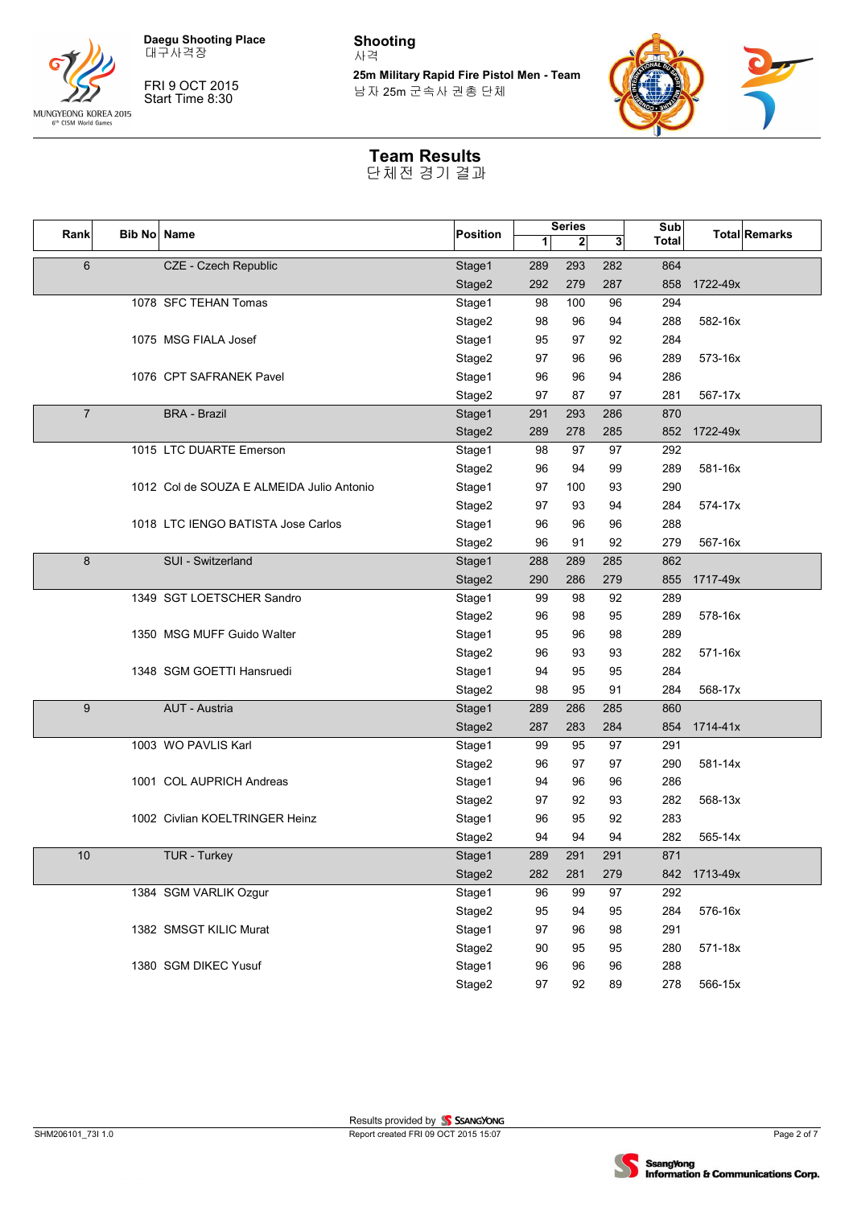Daegu Shooting Place
대구사격장

FRI 9 OCT 2015
Start Time 8:30

**Shooting**
사격

**25m Military Rapid Fire Pistol Men - Team**
남자 25m 군속사 권총 단체

# Team Results
단체전 경기 결과

| Rank | Bib No | Name | Position | Series 1 | Series 2 | Series 3 | Sub Total | Total | Remarks |
|---|---|---|---|---|---|---|---|---|---|
| 6 | | CZE - Czech Republic | Stage1 | 289 | 293 | 282 | 864 | | |
| | | | Stage2 | 292 | 279 | 287 | 858 | 1722-49x | |
| | 1078 | SFC TEHAN Tomas | Stage1 | 98 | 100 | 96 | 294 | | |
| | | | Stage2 | 98 | 96 | 94 | 288 | 582-16x | |
| | 1075 | MSG FIALA Josef | Stage1 | 95 | 97 | 92 | 284 | | |
| | | | Stage2 | 97 | 96 | 96 | 289 | 573-16x | |
| | 1076 | CPT SAFRANEK Pavel | Stage1 | 96 | 96 | 94 | 286 | | |
| | | | Stage2 | 97 | 87 | 97 | 281 | 567-17x | |
| 7 | | BRA - Brazil | Stage1 | 291 | 293 | 286 | 870 | | |
| | | | Stage2 | 289 | 278 | 285 | 852 | 1722-49x | |
| | 1015 | LTC DUARTE Emerson | Stage1 | 98 | 97 | 97 | 292 | | |
| | | | Stage2 | 96 | 94 | 99 | 289 | 581-16x | |
| | 1012 | Col de SOUZA E ALMEIDA Julio Antonio | Stage1 | 97 | 100 | 93 | 290 | | |
| | | | Stage2 | 97 | 93 | 94 | 284 | 574-17x | |
| | 1018 | LTC IENGO BATISTA Jose Carlos | Stage1 | 96 | 96 | 96 | 288 | | |
| | | | Stage2 | 96 | 91 | 92 | 279 | 567-16x | |
| 8 | | SUI - Switzerland | Stage1 | 288 | 289 | 285 | 862 | | |
| | | | Stage2 | 290 | 286 | 279 | 855 | 1717-49x | |
| | 1349 | SGT LOETSCHER Sandro | Stage1 | 99 | 98 | 92 | 289 | | |
| | | | Stage2 | 96 | 98 | 95 | 289 | 578-16x | |
| | 1350 | MSG MUFF Guido Walter | Stage1 | 95 | 96 | 98 | 289 | | |
| | | | Stage2 | 96 | 93 | 93 | 282 | 571-16x | |
| | 1348 | SGM GOETTI Hansruedi | Stage1 | 94 | 95 | 95 | 284 | | |
| | | | Stage2 | 98 | 95 | 91 | 284 | 568-17x | |
| 9 | | AUT - Austria | Stage1 | 289 | 286 | 285 | 860 | | |
| | | | Stage2 | 287 | 283 | 284 | 854 | 1714-41x | |
| | 1003 | WO PAVLIS Karl | Stage1 | 99 | 95 | 97 | 291 | | |
| | | | Stage2 | 96 | 97 | 97 | 290 | 581-14x | |
| | 1001 | COL AUPRICH Andreas | Stage1 | 94 | 96 | 96 | 286 | | |
| | | | Stage2 | 97 | 92 | 93 | 282 | 568-13x | |
| | 1002 | Civlian KOELTRINGER Heinz | Stage1 | 96 | 95 | 92 | 283 | | |
| | | | Stage2 | 94 | 94 | 94 | 282 | 565-14x | |
| 10 | | TUR - Turkey | Stage1 | 289 | 291 | 291 | 871 | | |
| | | | Stage2 | 282 | 281 | 279 | 842 | 1713-49x | |
| | 1384 | SGM VARLIK Ozgur | Stage1 | 96 | 99 | 97 | 292 | | |
| | | | Stage2 | 95 | 94 | 95 | 284 | 576-16x | |
| | 1382 | SMSGT KILIC Murat | Stage1 | 97 | 96 | 98 | 291 | | |
| | | | Stage2 | 90 | 95 | 95 | 280 | 571-18x | |
| | 1380 | SGM DIKEC Yusuf | Stage1 | 96 | 96 | 96 | 288 | | |
| | | | Stage2 | 97 | 92 | 89 | 278 | 566-15x | |

Results provided by SSANGYONG
Report created FRI 09 OCT 2015 15:07

SHM206101_73I 1.0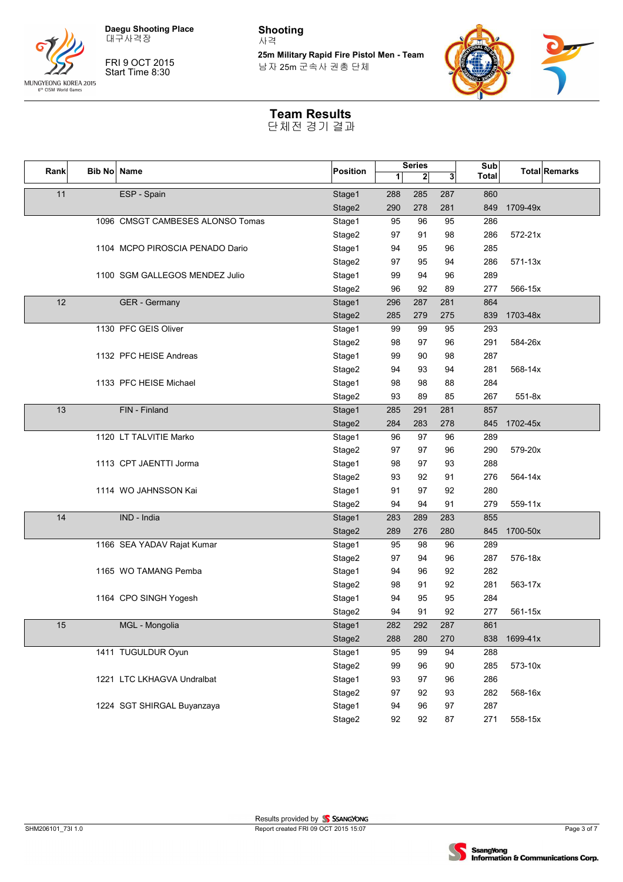Daegu Shooting Place
대구사격장

FRI 9 OCT 2015
Start Time 8:30

**Shooting**
사격

**25m Military Rapid Fire Pistol Men - Team**
남자 25m 군속사 권총 단체

# Team Results
단체전 경기 결과

| Rank | Bib No | Name | Position | Series 1 | 2 | 3 | Sub Total | Total | Remarks |
|---|---|---|---|---|---|---|---|---|---|
| 11 | | ESP - Spain | Stage1 | 288 | 285 | 287 | 860 | | |
| | | | Stage2 | 290 | 278 | 281 | 849 | 1709-49x | |
| | 1096 | CMSGT CAMBESES ALONSO Tomas | Stage1 | 95 | 96 | 95 | 286 | | |
| | | | Stage2 | 97 | 91 | 98 | 286 | 572-21x | |
| | 1104 | MCPO PIROSCIA PENADO Dario | Stage1 | 94 | 95 | 96 | 285 | | |
| | | | Stage2 | 97 | 95 | 94 | 286 | 571-13x | |
| | 1100 | SGM GALLEGOS MENDEZ Julio | Stage1 | 99 | 94 | 96 | 289 | | |
| | | | Stage2 | 96 | 92 | 89 | 277 | 566-15x | |
| 12 | | GER - Germany | Stage1 | 296 | 287 | 281 | 864 | | |
| | | | Stage2 | 285 | 279 | 275 | 839 | 1703-48x | |
| | 1130 | PFC GEIS Oliver | Stage1 | 99 | 99 | 95 | 293 | | |
| | | | Stage2 | 98 | 97 | 96 | 291 | 584-26x | |
| | 1132 | PFC HEISE Andreas | Stage1 | 99 | 90 | 98 | 287 | | |
| | | | Stage2 | 94 | 93 | 94 | 281 | 568-14x | |
| | 1133 | PFC HEISE Michael | Stage1 | 98 | 98 | 88 | 284 | | |
| | | | Stage2 | 93 | 89 | 85 | 267 | 551-8x | |
| 13 | | FIN - Finland | Stage1 | 285 | 291 | 281 | 857 | | |
| | | | Stage2 | 284 | 283 | 278 | 845 | 1702-45x | |
| | 1120 | LT TALVITIE Marko | Stage1 | 96 | 97 | 96 | 289 | | |
| | | | Stage2 | 97 | 97 | 96 | 290 | 579-20x | |
| | 1113 | CPT JAENTTI Jorma | Stage1 | 98 | 97 | 93 | 288 | | |
| | | | Stage2 | 93 | 92 | 91 | 276 | 564-14x | |
| | 1114 | WO JAHNSSON Kai | Stage1 | 91 | 97 | 92 | 280 | | |
| | | | Stage2 | 94 | 94 | 91 | 279 | 559-11x | |
| 14 | | IND - India | Stage1 | 283 | 289 | 283 | 855 | | |
| | | | Stage2 | 289 | 276 | 280 | 845 | 1700-50x | |
| | 1166 | SEA YADAV Rajat Kumar | Stage1 | 95 | 98 | 96 | 289 | | |
| | | | Stage2 | 97 | 94 | 96 | 287 | 576-18x | |
| | 1165 | WO TAMANG Pemba | Stage1 | 94 | 96 | 92 | 282 | | |
| | | | Stage2 | 98 | 91 | 92 | 281 | 563-17x | |
| | 1164 | CPO SINGH Yogesh | Stage1 | 94 | 95 | 95 | 284 | | |
| | | | Stage2 | 94 | 91 | 92 | 277 | 561-15x | |
| 15 | | MGL - Mongolia | Stage1 | 282 | 292 | 287 | 861 | | |
| | | | Stage2 | 288 | 280 | 270 | 838 | 1699-41x | |
| | 1411 | TUGULDUR Oyun | Stage1 | 95 | 99 | 94 | 288 | | |
| | | | Stage2 | 99 | 96 | 90 | 285 | 573-10x | |
| | 1221 | LTC LKHAGVA Undralbat | Stage1 | 93 | 97 | 96 | 286 | | |
| | | | Stage2 | 97 | 92 | 93 | 282 | 568-16x | |
| | 1224 | SGT SHIRGAL Buyanzaya | Stage1 | 94 | 96 | 97 | 287 | | |
| | | | Stage2 | 92 | 92 | 87 | 271 | 558-15x | |

Results provided by SSANGYONG
Report created FRI 09 OCT 2015 15:07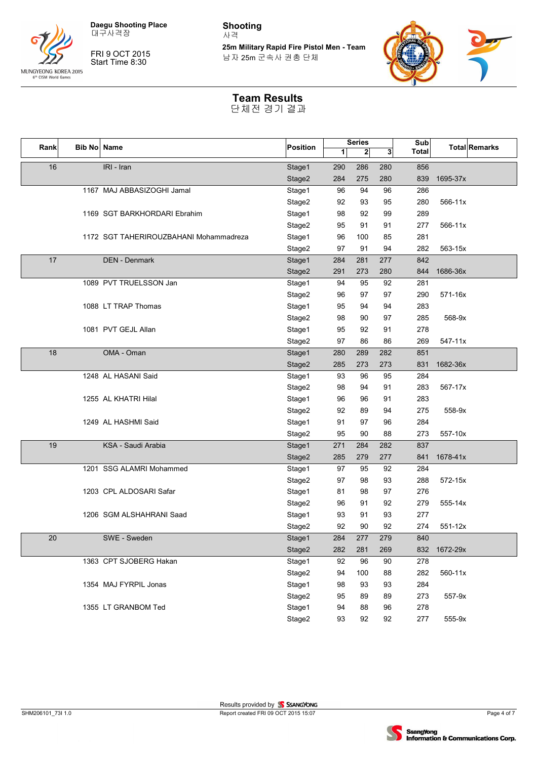Daegu Shooting Place
대구사격장

FRI 9 OCT 2015
Start Time 8:30

**Shooting**
사격

**25m Military Rapid Fire Pistol Men - Team**
남자 25m 군속사 권총 단체

# Team Results
단체전 경기 결과

| Rank | Bib No | Name | Position | Series 1 | Series 2 | Series 3 | Sub Total | Total | Remarks |
|---|---|---|---|---|---|---|---|---|---|
| 16 | | IRI - Iran | Stage1 | 290 | 286 | 280 | 856 | | |
| | | | Stage2 | 284 | 275 | 280 | 839 | 1695-37x | |
| | 1167 | MAJ ABBASIZOGHI Jamal | Stage1 | 96 | 94 | 96 | 286 | | |
| | | | Stage2 | 92 | 93 | 95 | 280 | 566-11x | |
| | 1169 | SGT BARKHORDARI Ebrahim | Stage1 | 98 | 92 | 99 | 289 | | |
| | | | Stage2 | 95 | 91 | 91 | 277 | 566-11x | |
| | 1172 | SGT TAHERIROUZBAHANI Mohammadreza | Stage1 | 96 | 100 | 85 | 281 | | |
| | | | Stage2 | 97 | 91 | 94 | 282 | 563-15x | |
| 17 | | DEN - Denmark | Stage1 | 284 | 281 | 277 | 842 | | |
| | | | Stage2 | 291 | 273 | 280 | 844 | 1686-36x | |
| | 1089 | PVT TRUELSSON Jan | Stage1 | 94 | 95 | 92 | 281 | | |
| | | | Stage2 | 96 | 97 | 97 | 290 | 571-16x | |
| | 1088 | LT TRAP Thomas | Stage1 | 95 | 94 | 94 | 283 | | |
| | | | Stage2 | 98 | 90 | 97 | 285 | 568-9x | |
| | 1081 | PVT GEJL Allan | Stage1 | 95 | 92 | 91 | 278 | | |
| | | | Stage2 | 97 | 86 | 86 | 269 | 547-11x | |
| 18 | | OMA - Oman | Stage1 | 280 | 289 | 282 | 851 | | |
| | | | Stage2 | 285 | 273 | 273 | 831 | 1682-36x | |
| | 1248 | AL HASANI Said | Stage1 | 93 | 96 | 95 | 284 | | |
| | | | Stage2 | 98 | 94 | 91 | 283 | 567-17x | |
| | 1255 | AL KHATRI Hilal | Stage1 | 96 | 96 | 91 | 283 | | |
| | | | Stage2 | 92 | 89 | 94 | 275 | 558-9x | |
| | 1249 | AL HASHMI Said | Stage1 | 91 | 97 | 96 | 284 | | |
| | | | Stage2 | 95 | 90 | 88 | 273 | 557-10x | |
| 19 | | KSA - Saudi Arabia | Stage1 | 271 | 284 | 282 | 837 | | |
| | | | Stage2 | 285 | 279 | 277 | 841 | 1678-41x | |
| | 1201 | SSG ALAMRI Mohammed | Stage1 | 97 | 95 | 92 | 284 | | |
| | | | Stage2 | 97 | 98 | 93 | 288 | 572-15x | |
| | 1203 | CPL ALDOSARI Safar | Stage1 | 81 | 98 | 97 | 276 | | |
| | | | Stage2 | 96 | 91 | 92 | 279 | 555-14x | |
| | 1206 | SGM ALSHAHRANI Saad | Stage1 | 93 | 91 | 93 | 277 | | |
| | | | Stage2 | 92 | 90 | 92 | 274 | 551-12x | |
| 20 | | SWE - Sweden | Stage1 | 284 | 277 | 279 | 840 | | |
| | | | Stage2 | 282 | 281 | 269 | 832 | 1672-29x | |
| | 1363 | CPT SJOBERG Hakan | Stage1 | 92 | 96 | 90 | 278 | | |
| | | | Stage2 | 94 | 100 | 88 | 282 | 560-11x | |
| | 1354 | MAJ FYRPIL Jonas | Stage1 | 98 | 93 | 93 | 284 | | |
| | | | Stage2 | 95 | 89 | 89 | 273 | 557-9x | |
| | 1355 | LT GRANBOM Ted | Stage1 | 94 | 88 | 96 | 278 | | |
| | | | Stage2 | 93 | 92 | 92 | 277 | 555-9x | |

SHM206101_73I 1.0

Results provided by SSANGYONG
Report created FRI 09 OCT 2015 15:07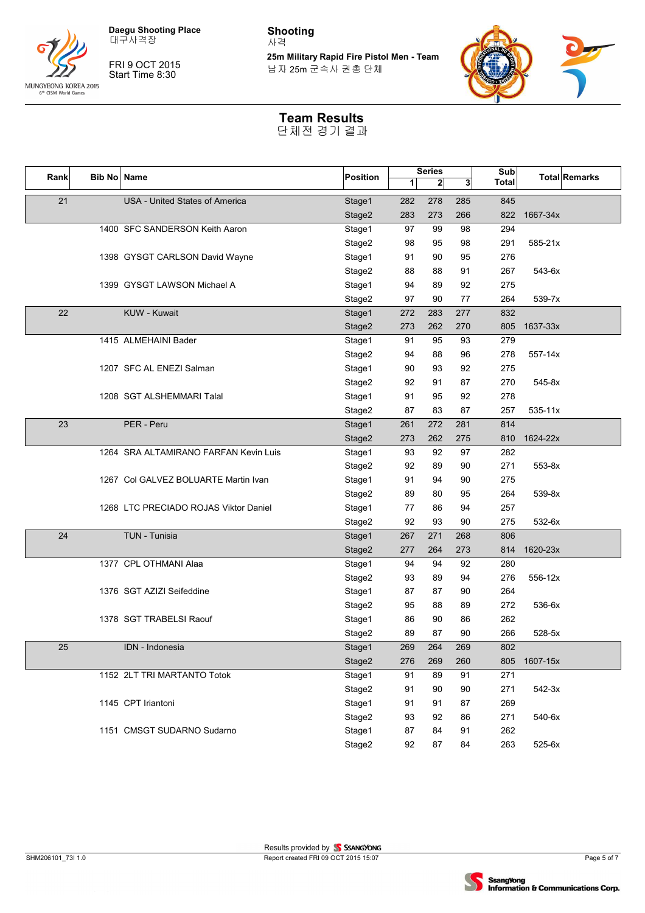Daegu Shooting Place
대구사격장

FRI 9 OCT 2015
Start Time 8:30

**Shooting**
사격

**25m Military Rapid Fire Pistol Men - Team**
남자 25m 군속사 권총 단체

# Team Results
단체전 경기 결과

| Rank | Bib No | Name | Position | Series 1 | 2 | 3 | Sub Total | Total | Remarks |
|---|---|---|---|---|---|---|---|---|---|
| 21 | | USA - United States of America | Stage1 | 282 | 278 | 285 | 845 | | |
| | | | Stage2 | 283 | 273 | 266 | 822 | 1667-34x | |
| | 1400 | SFC SANDERSON Keith Aaron | Stage1 | 97 | 99 | 98 | 294 | | |
| | | | Stage2 | 98 | 95 | 98 | 291 | 585-21x | |
| | 1398 | GYSGT CARLSON David Wayne | Stage1 | 91 | 90 | 95 | 276 | | |
| | | | Stage2 | 88 | 88 | 91 | 267 | 543-6x | |
| | 1399 | GYSGT LAWSON Michael A | Stage1 | 94 | 89 | 92 | 275 | | |
| | | | Stage2 | 97 | 90 | 77 | 264 | 539-7x | |
| 22 | | KUW - Kuwait | Stage1 | 272 | 283 | 277 | 832 | | |
| | | | Stage2 | 273 | 262 | 270 | 805 | 1637-33x | |
| | 1415 | ALMEHAINI Bader | Stage1 | 91 | 95 | 93 | 279 | | |
| | | | Stage2 | 94 | 88 | 96 | 278 | 557-14x | |
| | 1207 | SFC AL ENEZI Salman | Stage1 | 90 | 93 | 92 | 275 | | |
| | | | Stage2 | 92 | 91 | 87 | 270 | 545-8x | |
| | 1208 | SGT ALSHEMMARI Talal | Stage1 | 91 | 95 | 92 | 278 | | |
| | | | Stage2 | 87 | 83 | 87 | 257 | 535-11x | |
| 23 | | PER - Peru | Stage1 | 261 | 272 | 281 | 814 | | |
| | | | Stage2 | 273 | 262 | 275 | 810 | 1624-22x | |
| | 1264 | SRA ALTAMIRANO FARFAN Kevin Luis | Stage1 | 93 | 92 | 97 | 282 | | |
| | | | Stage2 | 92 | 89 | 90 | 271 | 553-8x | |
| | 1267 | Col GALVEZ BOLUARTE Martin Ivan | Stage1 | 91 | 94 | 90 | 275 | | |
| | | | Stage2 | 89 | 80 | 95 | 264 | 539-8x | |
| | 1268 | LTC PRECIADO ROJAS Viktor Daniel | Stage1 | 77 | 86 | 94 | 257 | | |
| | | | Stage2 | 92 | 93 | 90 | 275 | 532-6x | |
| 24 | | TUN - Tunisia | Stage1 | 267 | 271 | 268 | 806 | | |
| | | | Stage2 | 277 | 264 | 273 | 814 | 1620-23x | |
| | 1377 | CPL OTHMANI Alaa | Stage1 | 94 | 94 | 92 | 280 | | |
| | | | Stage2 | 93 | 89 | 94 | 276 | 556-12x | |
| | 1376 | SGT AZIZI Seifeddine | Stage1 | 87 | 87 | 90 | 264 | | |
| | | | Stage2 | 95 | 88 | 89 | 272 | 536-6x | |
| | 1378 | SGT TRABELSI Raouf | Stage1 | 86 | 90 | 86 | 262 | | |
| | | | Stage2 | 89 | 87 | 90 | 266 | 528-5x | |
| 25 | | IDN - Indonesia | Stage1 | 269 | 264 | 269 | 802 | | |
| | | | Stage2 | 276 | 269 | 260 | 805 | 1607-15x | |
| | 1152 | 2LT TRI MARTANTO Totok | Stage1 | 91 | 89 | 91 | 271 | | |
| | | | Stage2 | 91 | 90 | 90 | 271 | 542-3x | |
| | 1145 | CPT Iriantoni | Stage1 | 91 | 91 | 87 | 269 | | |
| | | | Stage2 | 93 | 92 | 86 | 271 | 540-6x | |
| | 1151 | CMSGT SUDARNO Sudarno | Stage1 | 87 | 84 | 91 | 262 | | |
| | | | Stage2 | 92 | 87 | 84 | 263 | 525-6x | |

SHM206101_73I 1.0

Results provided by SSANGYONG
Report created FRI 09 OCT 2015 15:07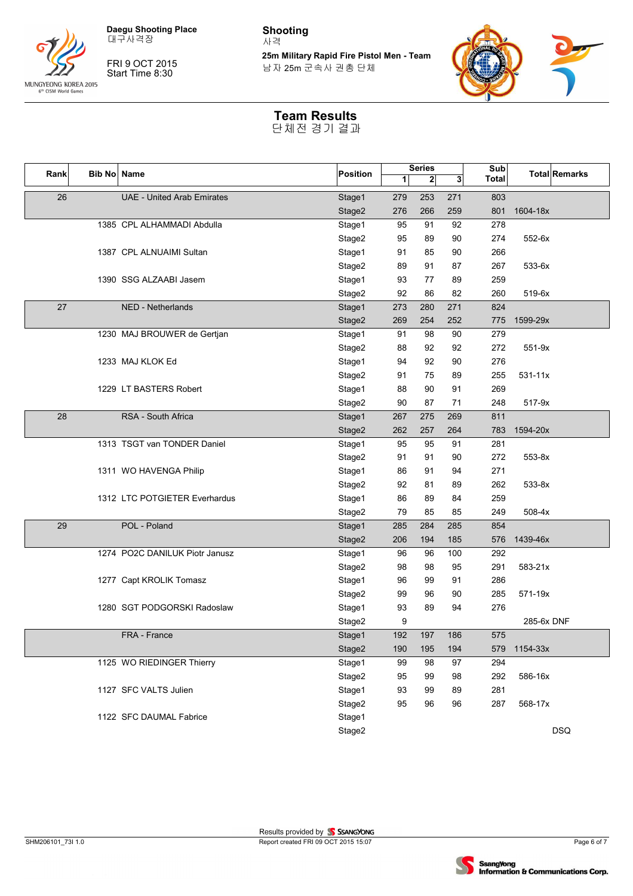**Daegu Shooting Place**
대구사격장

FRI 9 OCT 2015
Start Time 8:30

**Shooting**
사격

**25m Military Rapid Fire Pistol Men - Team**
남자 25m 군속사 권총 단체

# Team Results
단체전 경기 결과

| Rank | Bib No | Name | Position | Series 1 | Series 2 | Series 3 | Sub Total | Total | Remarks |
|---|---|---|---|---|---|---|---|---|---|
| 26 | | UAE - United Arab Emirates | Stage1 | 279 | 253 | 271 | 803 | | |
| | | | Stage2 | 276 | 266 | 259 | 801 | 1604-18x | |
| | 1385 | CPL ALHAMMADI Abdulla | Stage1 | 95 | 91 | 92 | 278 | | |
| | | | Stage2 | 95 | 89 | 90 | 274 | 552-6x | |
| | 1387 | CPL ALNUAIMI Sultan | Stage1 | 91 | 85 | 90 | 266 | | |
| | | | Stage2 | 89 | 91 | 87 | 267 | 533-6x | |
| | 1390 | SSG ALZAABI Jasem | Stage1 | 93 | 77 | 89 | 259 | | |
| | | | Stage2 | 92 | 86 | 82 | 260 | 519-6x | |
| 27 | | NED - Netherlands | Stage1 | 273 | 280 | 271 | 824 | | |
| | | | Stage2 | 269 | 254 | 252 | 775 | 1599-29x | |
| | 1230 | MAJ BROUWER de Gertjan | Stage1 | 91 | 98 | 90 | 279 | | |
| | | | Stage2 | 88 | 92 | 92 | 272 | 551-9x | |
| | 1233 | MAJ KLOK Ed | Stage1 | 94 | 92 | 90 | 276 | | |
| | | | Stage2 | 91 | 75 | 89 | 255 | 531-11x | |
| | 1229 | LT BASTERS Robert | Stage1 | 88 | 90 | 91 | 269 | | |
| | | | Stage2 | 90 | 87 | 71 | 248 | 517-9x | |
| 28 | | RSA - South Africa | Stage1 | 267 | 275 | 269 | 811 | | |
| | | | Stage2 | 262 | 257 | 264 | 783 | 1594-20x | |
| | 1313 | TSGT van TONDER Daniel | Stage1 | 95 | 95 | 91 | 281 | | |
| | | | Stage2 | 91 | 91 | 90 | 272 | 553-8x | |
| | 1311 | WO HAVENGA Philip | Stage1 | 86 | 91 | 94 | 271 | | |
| | | | Stage2 | 92 | 81 | 89 | 262 | 533-8x | |
| | 1312 | LTC POTGIETER Everhardus | Stage1 | 86 | 89 | 84 | 259 | | |
| | | | Stage2 | 79 | 85 | 85 | 249 | 508-4x | |
| 29 | | POL - Poland | Stage1 | 285 | 284 | 285 | 854 | | |
| | | | Stage2 | 206 | 194 | 185 | 576 | 1439-46x | |
| | 1274 | PO2C DANILUK Piotr Janusz | Stage1 | 96 | 96 | 100 | 292 | | |
| | | | Stage2 | 98 | 98 | 95 | 291 | 583-21x | |
| | 1277 | Capt KROLIK Tomasz | Stage1 | 96 | 99 | 91 | 286 | | |
| | | | Stage2 | 99 | 96 | 90 | 285 | 571-19x | |
| | 1280 | SGT PODGORSKI Radoslaw | Stage1 | 93 | 89 | 94 | 276 | | |
| | | | Stage2 | 9 | | | | 285-6x | DNF |
| | | FRA - France | Stage1 | 192 | 197 | 186 | 575 | | |
| | | | Stage2 | 190 | 195 | 194 | 579 | 1154-33x | |
| | 1125 | WO RIEDINGER Thierry | Stage1 | 99 | 98 | 97 | 294 | | |
| | | | Stage2 | 95 | 99 | 98 | 292 | 586-16x | |
| | 1127 | SFC VALTS Julien | Stage1 | 93 | 99 | 89 | 281 | | |
| | | | Stage2 | 95 | 96 | 96 | 287 | 568-17x | |
| | 1122 | SFC DAUMAL Fabrice | Stage1 | | | | | | |
| | | | Stage2 | | | | | | DSQ |

SHM206101_73I 1.0

Results provided by SSANGYONG
Report created FRI 09 OCT 2015 15:07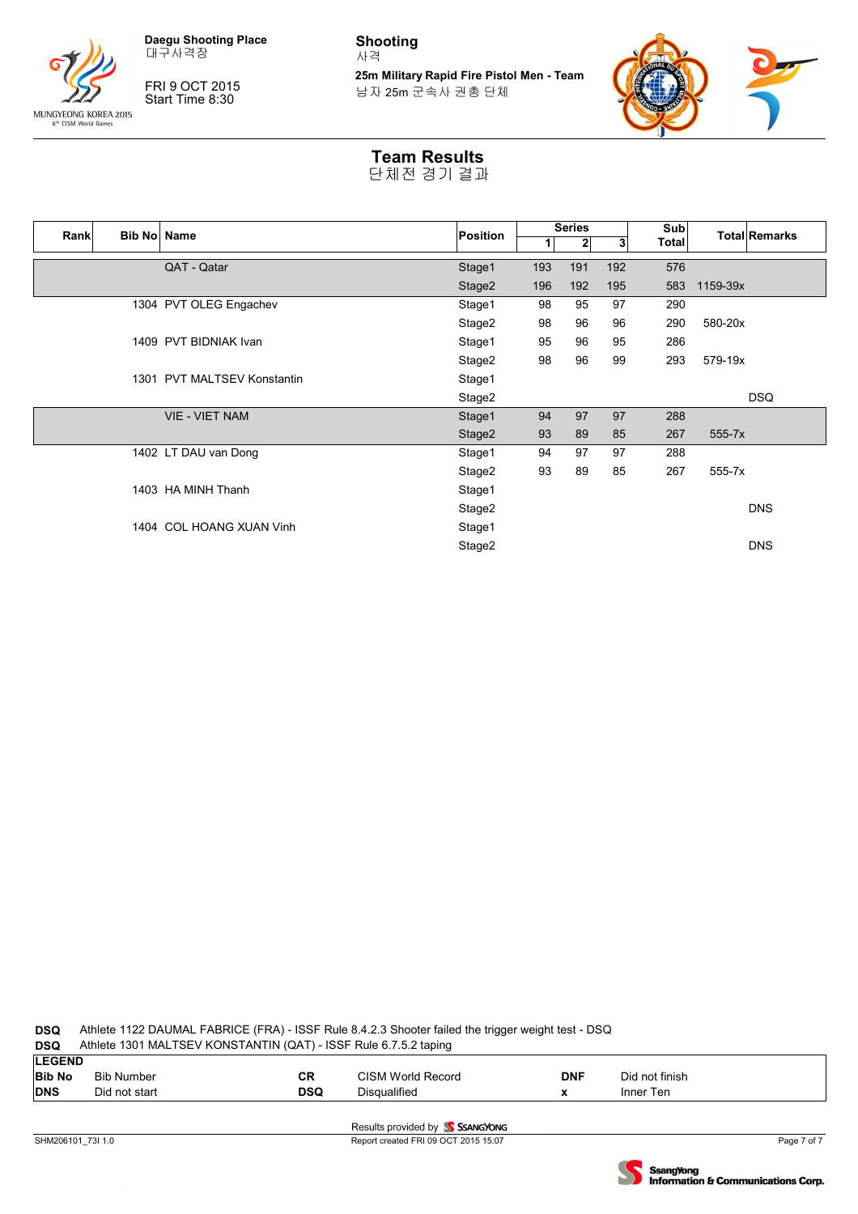Daegu Shooting Place
대구사격장

FRI 9 OCT 2015
Start Time 8:30

MUNGYEONG KOREA 2015
6th CISM World Games

**Shooting**
사격

**25m Military Rapid Fire Pistol Men - Team**
남자 25m 군속사 권총 단체

# Team Results
단체전 경기 결과

| Rank | Bib No | Name | Position | Series 1 | Series 2 | Series 3 | Sub Total | Total | Remarks |
|---|---|---|---|---|---|---|---|---|---|
| | | QAT - Qatar | Stage1 | 193 | 191 | 192 | 576 | | |
| | | | Stage2 | 196 | 192 | 195 | 583 | 1159-39x | |
| | 1304 | PVT OLEG Engachev | Stage1 | 98 | 95 | 97 | 290 | | |
| | | | Stage2 | 98 | 96 | 96 | 290 | 580-20x | |
| | 1409 | PVT BIDNIAK Ivan | Stage1 | 95 | 96 | 95 | 286 | | |
| | | | Stage2 | 98 | 96 | 99 | 293 | 579-19x | |
| | 1301 | PVT MALTSEV Konstantin | Stage1 | | | | | | |
| | | | Stage2 | | | | | | DSQ |
| | | VIE - VIET NAM | Stage1 | 94 | 97 | 97 | 288 | | |
| | | | Stage2 | 93 | 89 | 85 | 267 | 555-7x | |
| | 1402 | LT DAU van Dong | Stage1 | 94 | 97 | 97 | 288 | | |
| | | | Stage2 | 93 | 89 | 85 | 267 | 555-7x | |
| | 1403 | HA MINH Thanh | Stage1 | | | | | | |
| | | | Stage2 | | | | | | DNS |
| | 1404 | COL HOANG XUAN Vinh | Stage1 | | | | | | |
| | | | Stage2 | | | | | | DNS |

**DSQ** Athlete 1122 DAUMAL FABRICE (FRA) - ISSF Rule 8.4.2.3 Shooter failed the trigger weight test - DSQ
**DSQ** Athlete 1301 MALTSEV KONSTANTIN (QAT) - ISSF Rule 6.7.5.2 taping

| LEGEND | | | | | |
|---|---|---|---|---|---|
| **Bib No** | Bib Number | **CR** | CISM World Record | **DNF** | Did not finish |
| **DNS** | Did not start | **DSQ** | Disqualified | **x** | Inner Ten |

Results provided by SSANGYONG

SHM206101_73I 1.0

Report created FRI 09 OCT 2015 15:07

SsangYong Information & Communications Corp.